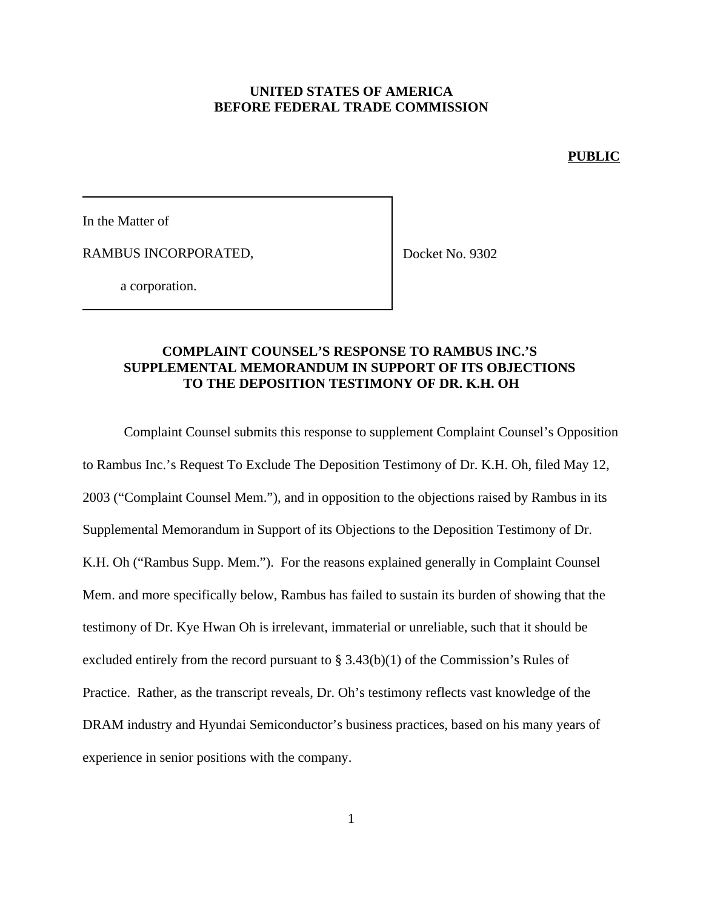**UNITED STATES OF AMERICA**
**BEFORE FEDERAL TRADE COMMISSION**

**PUBLIC**

In the Matter of

RAMBUS INCORPORATED,

a corporation.

Docket No. 9302

## COMPLAINT COUNSEL'S RESPONSE TO RAMBUS INC.'S SUPPLEMENTAL MEMORANDUM IN SUPPORT OF ITS OBJECTIONS TO THE DEPOSITION TESTIMONY OF DR. K.H. OH

Complaint Counsel submits this response to supplement Complaint Counsel's Opposition to Rambus Inc.'s Request To Exclude The Deposition Testimony of Dr. K.H. Oh, filed May 12, 2003 ("Complaint Counsel Mem."), and in opposition to the objections raised by Rambus in its Supplemental Memorandum in Support of its Objections to the Deposition Testimony of Dr. K.H. Oh ("Rambus Supp. Mem."). For the reasons explained generally in Complaint Counsel Mem. and more specifically below, Rambus has failed to sustain its burden of showing that the testimony of Dr. Kye Hwan Oh is irrelevant, immaterial or unreliable, such that it should be excluded entirely from the record pursuant to § 3.43(b)(1) of the Commission's Rules of Practice. Rather, as the transcript reveals, Dr. Oh's testimony reflects vast knowledge of the DRAM industry and Hyundai Semiconductor's business practices, based on his many years of experience in senior positions with the company.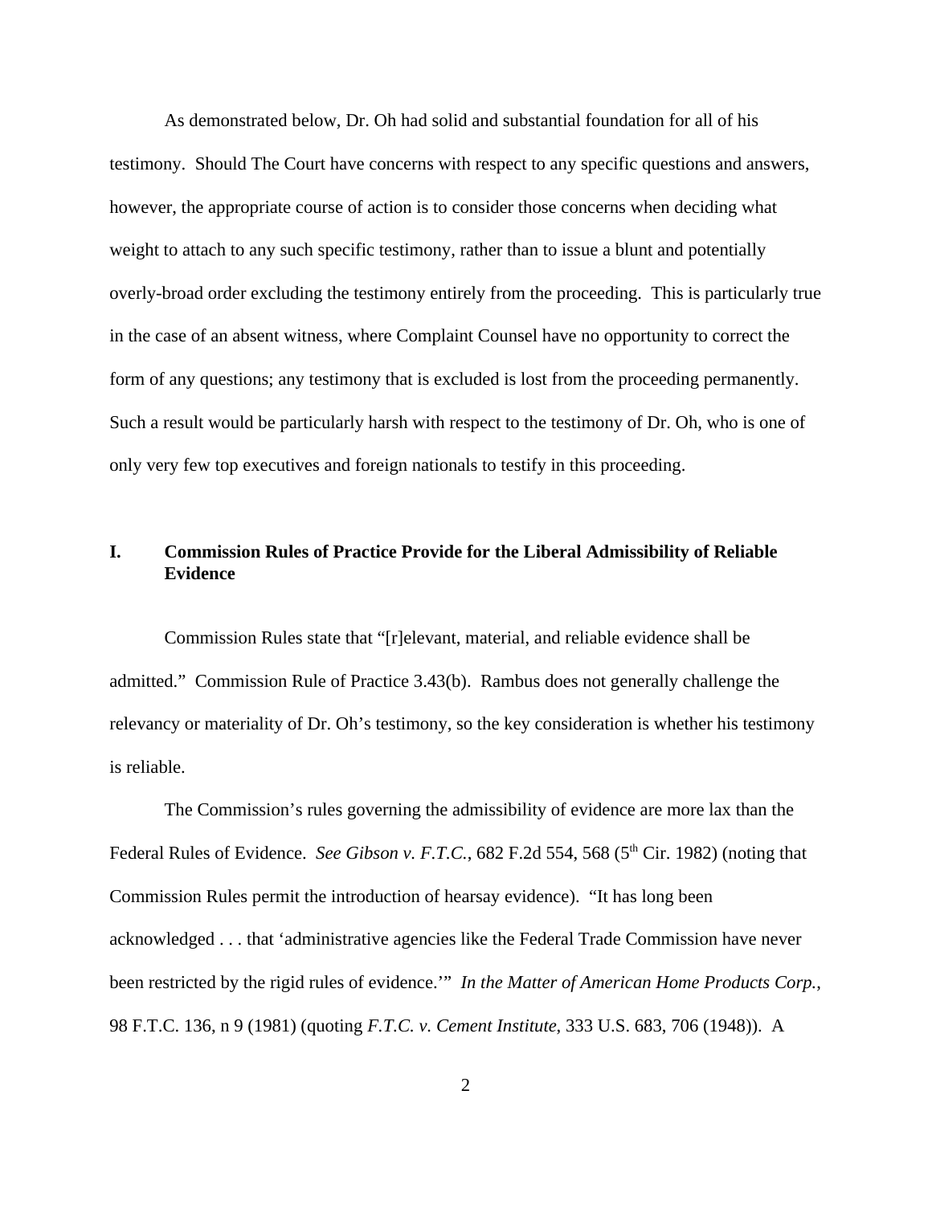As demonstrated below, Dr. Oh had solid and substantial foundation for all of his testimony. Should The Court have concerns with respect to any specific questions and answers, however, the appropriate course of action is to consider those concerns when deciding what weight to attach to any such specific testimony, rather than to issue a blunt and potentially overly-broad order excluding the testimony entirely from the proceeding. This is particularly true in the case of an absent witness, where Complaint Counsel have no opportunity to correct the form of any questions; any testimony that is excluded is lost from the proceeding permanently. Such a result would be particularly harsh with respect to the testimony of Dr. Oh, who is one of only very few top executives and foreign nationals to testify in this proceeding.

## I. Commission Rules of Practice Provide for the Liberal Admissibility of Reliable Evidence

Commission Rules state that "[r]elevant, material, and reliable evidence shall be admitted." Commission Rule of Practice 3.43(b). Rambus does not generally challenge the relevancy or materiality of Dr. Oh's testimony, so the key consideration is whether his testimony is reliable.

The Commission's rules governing the admissibility of evidence are more lax than the Federal Rules of Evidence. *See Gibson v. F.T.C.*, 682 F.2d 554, 568 (5th Cir. 1982) (noting that Commission Rules permit the introduction of hearsay evidence). "It has long been acknowledged . . . that 'administrative agencies like the Federal Trade Commission have never been restricted by the rigid rules of evidence.'" *In the Matter of American Home Products Corp.*, 98 F.T.C. 136, n 9 (1981) (quoting *F.T.C. v. Cement Institute*, 333 U.S. 683, 706 (1948)). A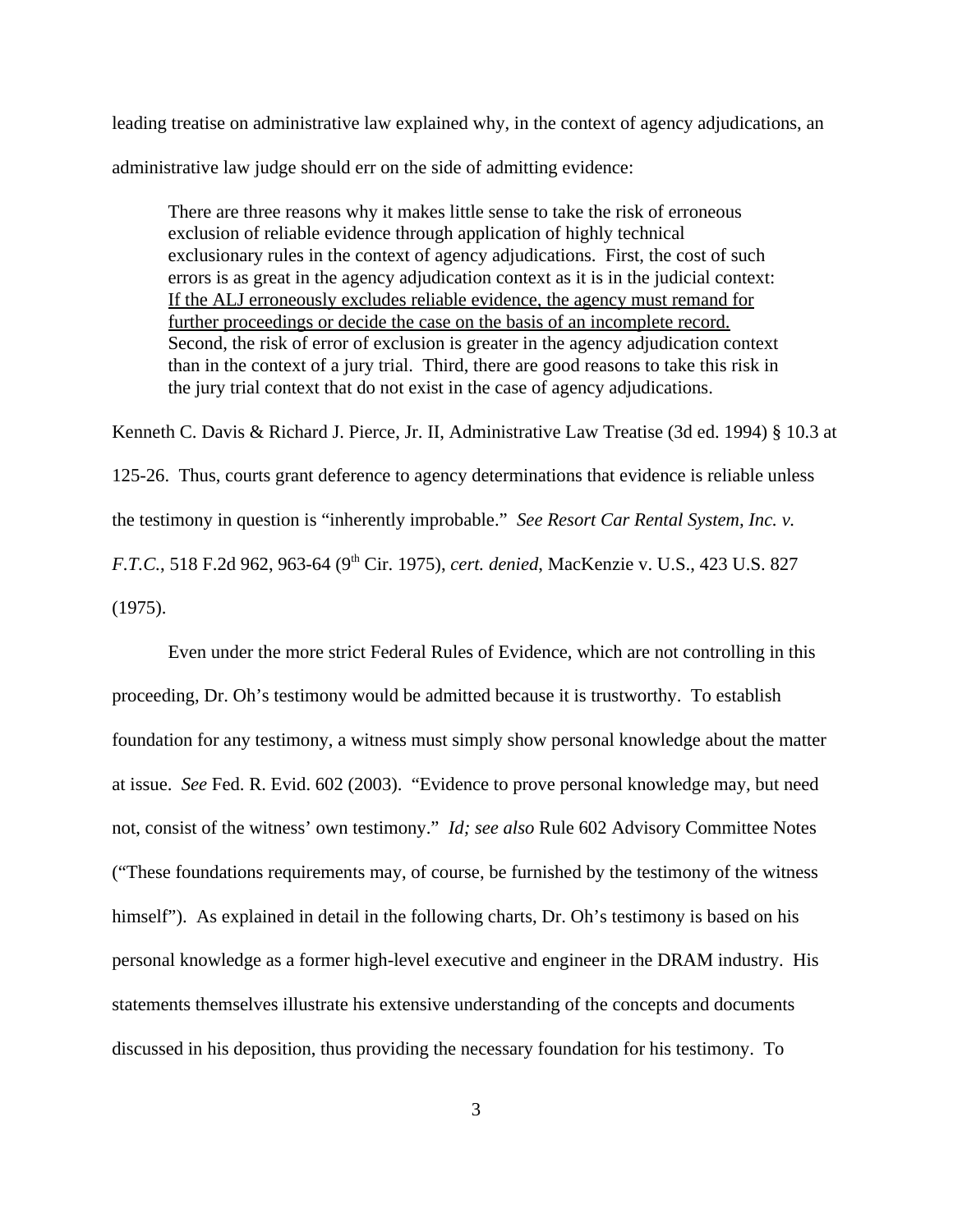leading treatise on administrative law explained why, in the context of agency adjudications, an administrative law judge should err on the side of admitting evidence:

> There are three reasons why it makes little sense to take the risk of erroneous exclusion of reliable evidence through application of highly technical exclusionary rules in the context of agency adjudications. First, the cost of such errors is as great in the agency adjudication context as it is in the judicial context: <u>If the ALJ erroneously excludes reliable evidence, the agency must remand for further proceedings or decide the case on the basis of an incomplete record.</u> Second, the risk of error of exclusion is greater in the agency adjudication context than in the context of a jury trial. Third, there are good reasons to take this risk in the jury trial context that do not exist in the case of agency adjudications.

Kenneth C. Davis & Richard J. Pierce, Jr. II, Administrative Law Treatise (3d ed. 1994) § 10.3 at 125-26. Thus, courts grant deference to agency determinations that evidence is reliable unless the testimony in question is "inherently improbable." *See Resort Car Rental System, Inc. v. F.T.C.*, 518 F.2d 962, 963-64 (9th Cir. 1975), *cert. denied*, MacKenzie v. U.S., 423 U.S. 827 (1975).

Even under the more strict Federal Rules of Evidence, which are not controlling in this proceeding, Dr. Oh's testimony would be admitted because it is trustworthy. To establish foundation for any testimony, a witness must simply show personal knowledge about the matter at issue. *See* Fed. R. Evid. 602 (2003). "Evidence to prove personal knowledge may, but need not, consist of the witness' own testimony." *Id; see also* Rule 602 Advisory Committee Notes ("These foundations requirements may, of course, be furnished by the testimony of the witness himself"). As explained in detail in the following charts, Dr. Oh's testimony is based on his personal knowledge as a former high-level executive and engineer in the DRAM industry. His statements themselves illustrate his extensive understanding of the concepts and documents discussed in his deposition, thus providing the necessary foundation for his testimony. To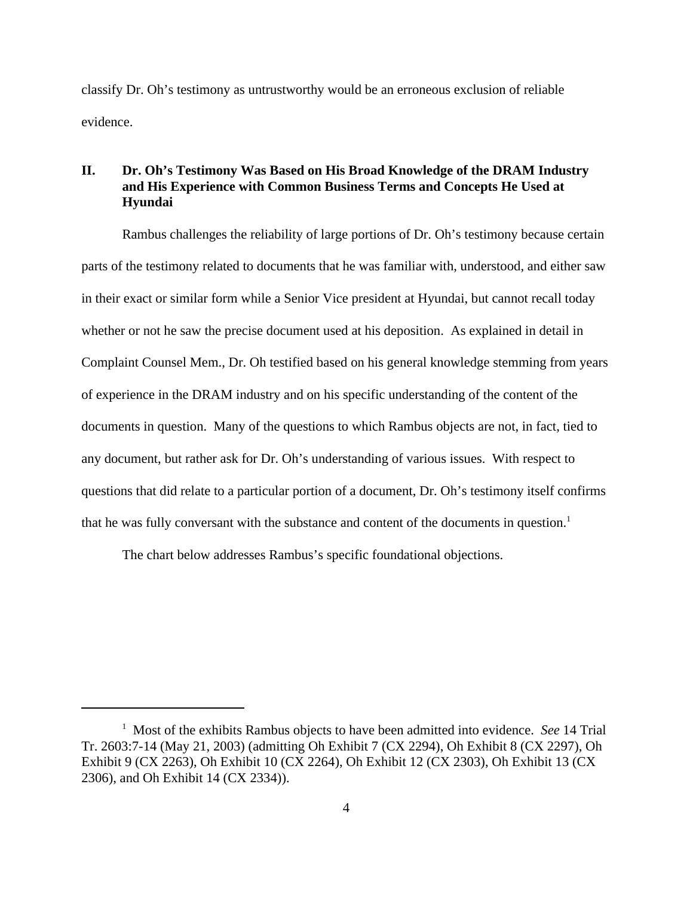classify Dr. Oh's testimony as untrustworthy would be an erroneous exclusion of reliable evidence.

## II. Dr. Oh's Testimony Was Based on His Broad Knowledge of the DRAM Industry and His Experience with Common Business Terms and Concepts He Used at Hyundai

Rambus challenges the reliability of large portions of Dr. Oh's testimony because certain parts of the testimony related to documents that he was familiar with, understood, and either saw in their exact or similar form while a Senior Vice president at Hyundai, but cannot recall today whether or not he saw the precise document used at his deposition. As explained in detail in Complaint Counsel Mem., Dr. Oh testified based on his general knowledge stemming from years of experience in the DRAM industry and on his specific understanding of the content of the documents in question. Many of the questions to which Rambus objects are not, in fact, tied to any document, but rather ask for Dr. Oh's understanding of various issues. With respect to questions that did relate to a particular portion of a document, Dr. Oh's testimony itself confirms that he was fully conversant with the substance and content of the documents in question.[1]

The chart below addresses Rambus's specific foundational objections.

---

[1] Most of the exhibits Rambus objects to have been admitted into evidence. *See* 14 Trial Tr. 2603:7-14 (May 21, 2003) (admitting Oh Exhibit 7 (CX 2294), Oh Exhibit 8 (CX 2297), Oh Exhibit 9 (CX 2263), Oh Exhibit 10 (CX 2264), Oh Exhibit 12 (CX 2303), Oh Exhibit 13 (CX 2306), and Oh Exhibit 14 (CX 2334)).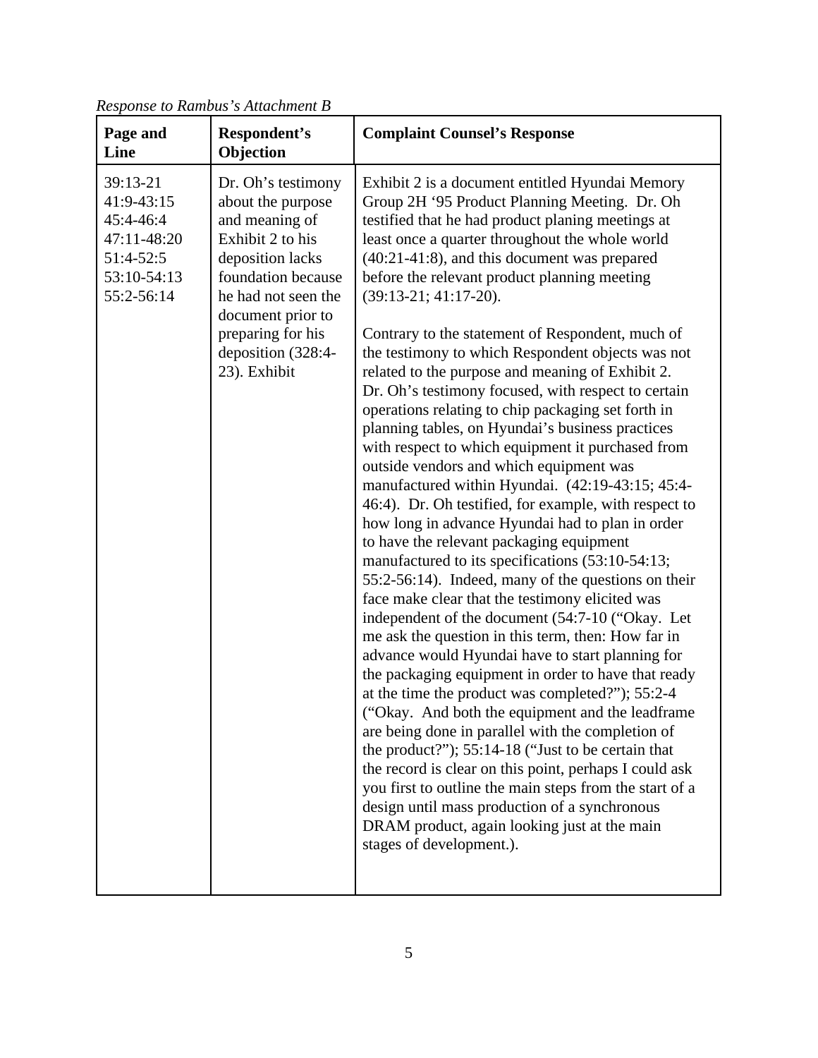*Response to Rambus's Attachment B*

| Page and Line | Respondent's Objection | Complaint Counsel's Response |
|---|---|---|
| 39:13-21<br>41:9-43:15<br>45:4-46:4<br>47:11-48:20<br>51:4-52:5<br>53:10-54:13<br>55:2-56:14 | Dr. Oh's testimony about the purpose and meaning of Exhibit 2 to his deposition lacks foundation because he had not seen the document prior to preparing for his deposition (328:4-23). Exhibit | Exhibit 2 is a document entitled Hyundai Memory Group 2H '95 Product Planning Meeting. Dr. Oh testified that he had product planing meetings at least once a quarter throughout the whole world (40:21-41:8), and this document was prepared before the relevant product planning meeting (39:13-21; 41:17-20).<br><br>Contrary to the statement of Respondent, much of the testimony to which Respondent objects was not related to the purpose and meaning of Exhibit 2. Dr. Oh's testimony focused, with respect to certain operations relating to chip packaging set forth in planning tables, on Hyundai's business practices with respect to which equipment it purchased from outside vendors and which equipment was manufactured within Hyundai. (42:19-43:15; 45:4-46:4). Dr. Oh testified, for example, with respect to how long in advance Hyundai had to plan in order to have the relevant packaging equipment manufactured to its specifications (53:10-54:13; 55:2-56:14). Indeed, many of the questions on their face make clear that the testimony elicited was independent of the document (54:7-10 ("Okay. Let me ask the question in this term, then: How far in advance would Hyundai have to start planning for the packaging equipment in order to have that ready at the time the product was completed?"); 55:2-4 ("Okay. And both the equipment and the leadframe are being done in parallel with the completion of the product?"); 55:14-18 ("Just to be certain that the record is clear on this point, perhaps I could ask you first to outline the main steps from the start of a design until mass production of a synchronous DRAM product, again looking just at the main stages of development.). |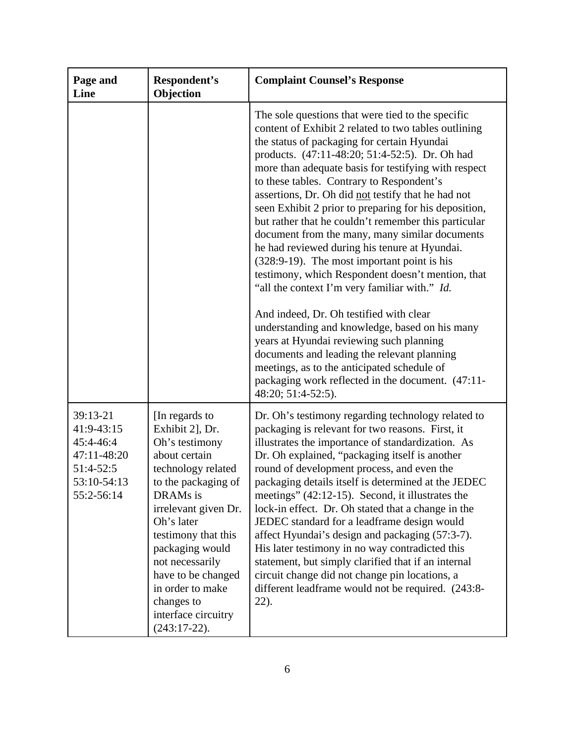| Page and Line | Respondent's Objection | Complaint Counsel's Response |
|---|---|---|
| | | The sole questions that were tied to the specific content of Exhibit 2 related to two tables outlining the status of packaging for certain Hyundai products. (47:11-48:20; 51:4-52:5). Dr. Oh had more than adequate basis for testifying with respect to these tables. Contrary to Respondent's assertions, Dr. Oh did not testify that he had not seen Exhibit 2 prior to preparing for his deposition, but rather that he couldn't remember this particular document from the many, many similar documents he had reviewed during his tenure at Hyundai. (328:9-19). The most important point is his testimony, which Respondent doesn't mention, that "all the context I'm very familiar with." *Id.*<br><br>And indeed, Dr. Oh testified with clear understanding and knowledge, based on his many years at Hyundai reviewing such planning documents and leading the relevant planning meetings, as to the anticipated schedule of packaging work reflected in the document. (47:11-48:20; 51:4-52:5). |
| 39:13-21<br>41:9-43:15<br>45:4-46:4<br>47:11-48:20<br>51:4-52:5<br>53:10-54:13<br>55:2-56:14 | [In regards to Exhibit 2], Dr. Oh's testimony about certain technology related to the packaging of DRAMs is irrelevant given Dr. Oh's later testimony that this packaging would not necessarily have to be changed in order to make changes to interface circuitry (243:17-22). | Dr. Oh's testimony regarding technology related to packaging is relevant for two reasons. First, it illustrates the importance of standardization. As Dr. Oh explained, "packaging itself is another round of development process, and even the packaging details itself is determined at the JEDEC meetings" (42:12-15). Second, it illustrates the lock-in effect. Dr. Oh stated that a change in the JEDEC standard for a leadframe design would affect Hyundai's design and packaging (57:3-7). His later testimony in no way contradicted this statement, but simply clarified that if an internal circuit change did not change pin locations, a different leadframe would not be required. (243:8-22). |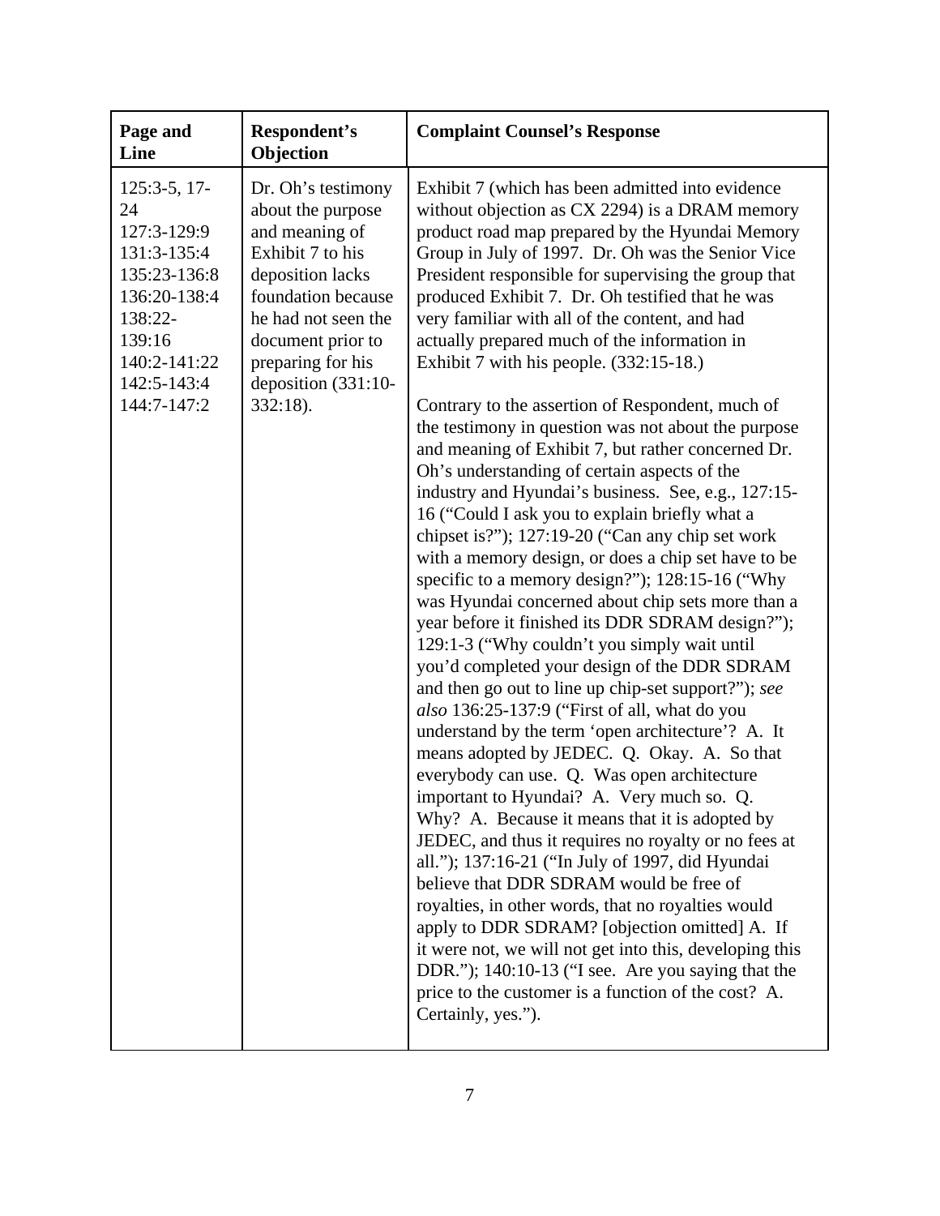| Page and Line | Respondent's Objection | Complaint Counsel's Response |
|---|---|---|
| 125:3-5, 17-24<br>127:3-129:9<br>131:3-135:4<br>135:23-136:8<br>136:20-138:4<br>138:22-139:16<br>140:2-141:22<br>142:5-143:4<br>144:7-147:2 | Dr. Oh's testimony about the purpose and meaning of Exhibit 7 to his deposition lacks foundation because he had not seen the document prior to preparing for his deposition (331:10-332:18). | Exhibit 7 (which has been admitted into evidence without objection as CX 2294) is a DRAM memory product road map prepared by the Hyundai Memory Group in July of 1997. Dr. Oh was the Senior Vice President responsible for supervising the group that produced Exhibit 7. Dr. Oh testified that he was very familiar with all of the content, and had actually prepared much of the information in Exhibit 7 with his people. (332:15-18.)<br><br>Contrary to the assertion of Respondent, much of the testimony in question was not about the purpose and meaning of Exhibit 7, but rather concerned Dr. Oh's understanding of certain aspects of the industry and Hyundai's business. See, e.g., 127:15-16 ("Could I ask you to explain briefly what a chipset is?"); 127:19-20 ("Can any chip set work with a memory design, or does a chip set have to be specific to a memory design?"); 128:15-16 ("Why was Hyundai concerned about chip sets more than a year before it finished its DDR SDRAM design?"); 129:1-3 ("Why couldn't you simply wait until you'd completed your design of the DDR SDRAM and then go out to line up chip-set support?"); *see also* 136:25-137:9 ("First of all, what do you understand by the term 'open architecture'? A. It means adopted by JEDEC. Q. Okay. A. So that everybody can use. Q. Was open architecture important to Hyundai? A. Very much so. Q. Why? A. Because it means that it is adopted by JEDEC, and thus it requires no royalty or no fees at all."); 137:16-21 ("In July of 1997, did Hyundai believe that DDR SDRAM would be free of royalties, in other words, that no royalties would apply to DDR SDRAM? [objection omitted] A. If it were not, we will not get into this, developing this DDR."); 140:10-13 ("I see. Are you saying that the price to the customer is a function of the cost? A. Certainly, yes."). |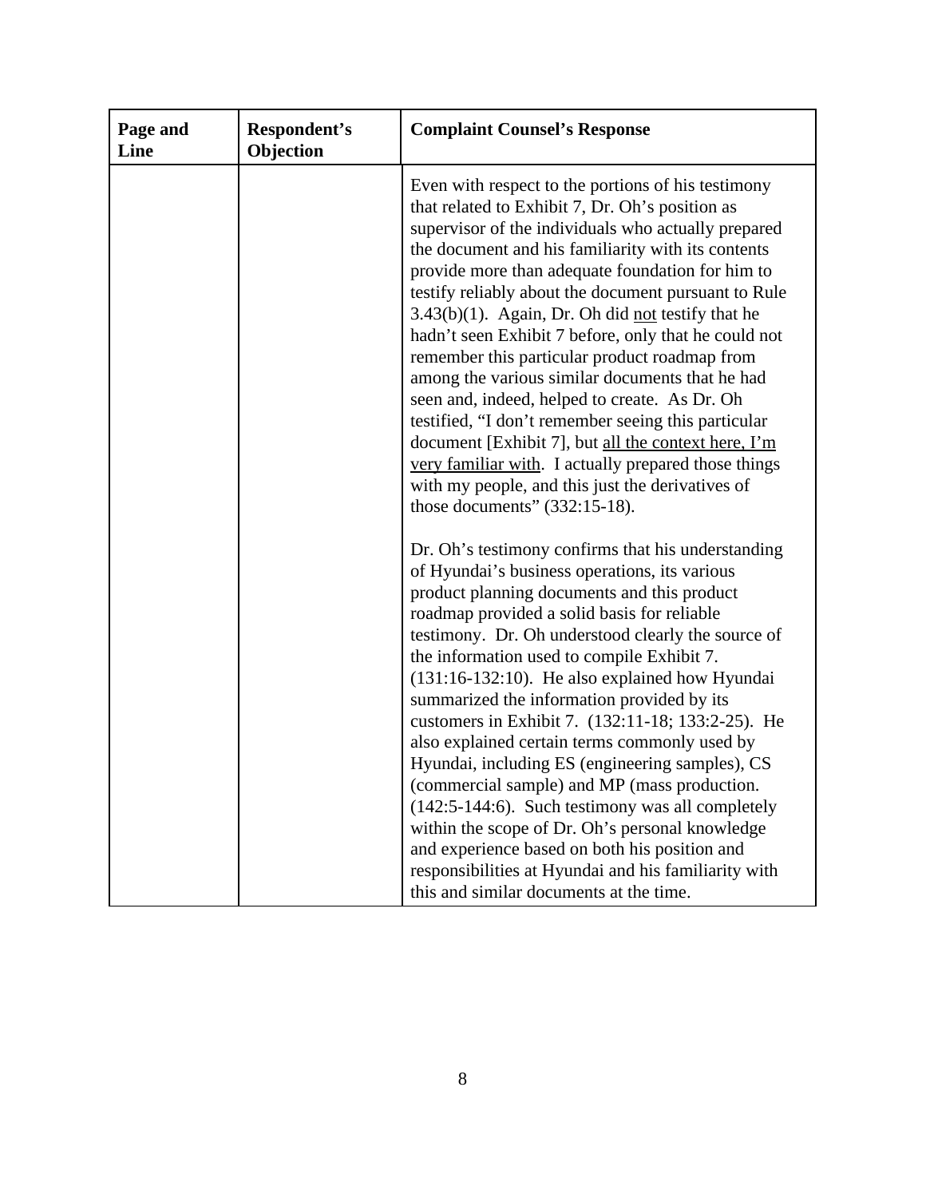| Page and Line | Respondent's Objection | Complaint Counsel's Response |
|---|---|---|
| | | Even with respect to the portions of his testimony that related to Exhibit 7, Dr. Oh's position as supervisor of the individuals who actually prepared the document and his familiarity with its contents provide more than adequate foundation for him to testify reliably about the document pursuant to Rule 3.43(b)(1). Again, Dr. Oh did <u>not</u> testify that he hadn't seen Exhibit 7 before, only that he could not remember this particular product roadmap from among the various similar documents that he had seen and, indeed, helped to create. As Dr. Oh testified, "I don't remember seeing this particular document [Exhibit 7], but <u>all the context here, I'm very familiar with</u>. I actually prepared those things with my people, and this just the derivatives of those documents" (332:15-18).<br><br>Dr. Oh's testimony confirms that his understanding of Hyundai's business operations, its various product planning documents and this product roadmap provided a solid basis for reliable testimony. Dr. Oh understood clearly the source of the information used to compile Exhibit 7. (131:16-132:10). He also explained how Hyundai summarized the information provided by its customers in Exhibit 7. (132:11-18; 133:2-25). He also explained certain terms commonly used by Hyundai, including ES (engineering samples), CS (commercial sample) and MP (mass production. (142:5-144:6). Such testimony was all completely within the scope of Dr. Oh's personal knowledge and experience based on both his position and responsibilities at Hyundai and his familiarity with this and similar documents at the time. |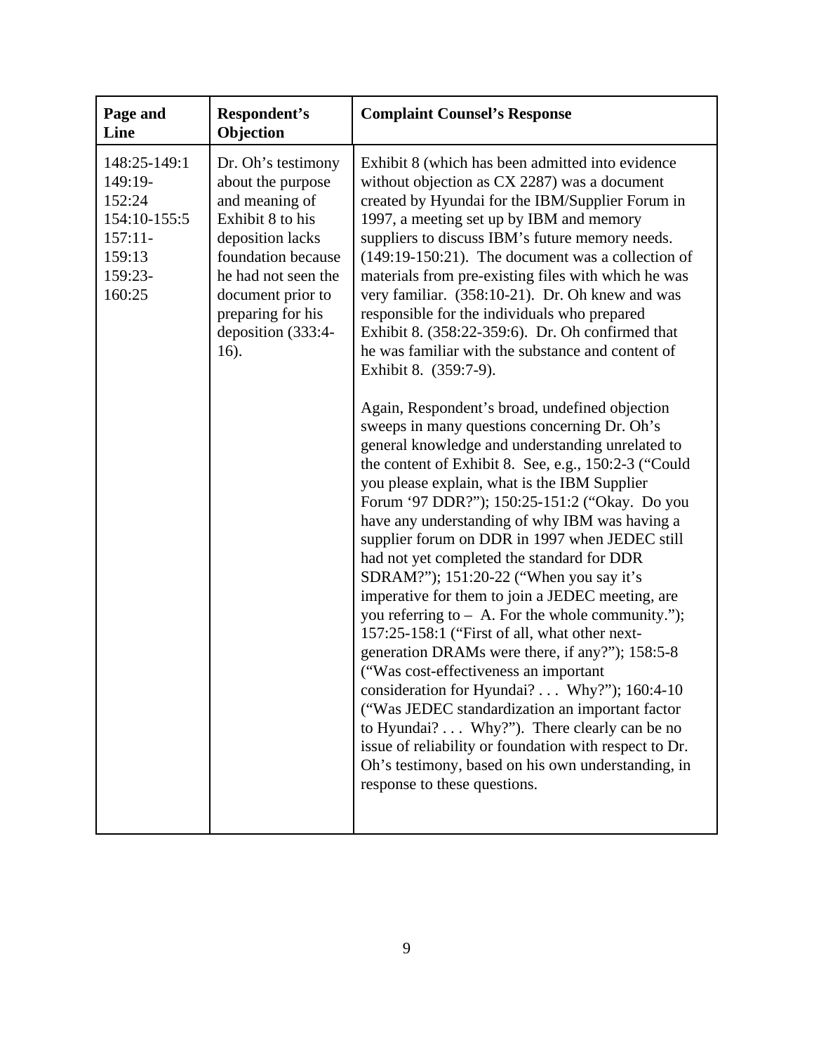| Page and Line | Respondent's Objection | Complaint Counsel's Response |
|---|---|---|
| 148:25-149:1<br>149:19-152:24<br>154:10-155:5<br>157:11-159:13<br>159:23-160:25 | Dr. Oh's testimony about the purpose and meaning of Exhibit 8 to his deposition lacks foundation because he had not seen the document prior to preparing for his deposition (333:4-16). | Exhibit 8 (which has been admitted into evidence without objection as CX 2287) was a document created by Hyundai for the IBM/Supplier Forum in 1997, a meeting set up by IBM and memory suppliers to discuss IBM's future memory needs. (149:19-150:21). The document was a collection of materials from pre-existing files with which he was very familiar. (358:10-21). Dr. Oh knew and was responsible for the individuals who prepared Exhibit 8. (358:22-359:6). Dr. Oh confirmed that he was familiar with the substance and content of Exhibit 8. (359:7-9).<br><br>Again, Respondent's broad, undefined objection sweeps in many questions concerning Dr. Oh's general knowledge and understanding unrelated to the content of Exhibit 8. See, e.g., 150:2-3 ("Could you please explain, what is the IBM Supplier Forum '97 DDR?"); 150:25-151:2 ("Okay. Do you have any understanding of why IBM was having a supplier forum on DDR in 1997 when JEDEC still had not yet completed the standard for DDR SDRAM?"); 151:20-22 ("When you say it's imperative for them to join a JEDEC meeting, are you referring to – A. For the whole community."); 157:25-158:1 ("First of all, what other next-generation DRAMs were there, if any?"); 158:5-8 ("Was cost-effectiveness an important consideration for Hyundai? . . . Why?"); 160:4-10 ("Was JEDEC standardization an important factor to Hyundai? . . . Why?"). There clearly can be no issue of reliability or foundation with respect to Dr. Oh's testimony, based on his own understanding, in response to these questions. |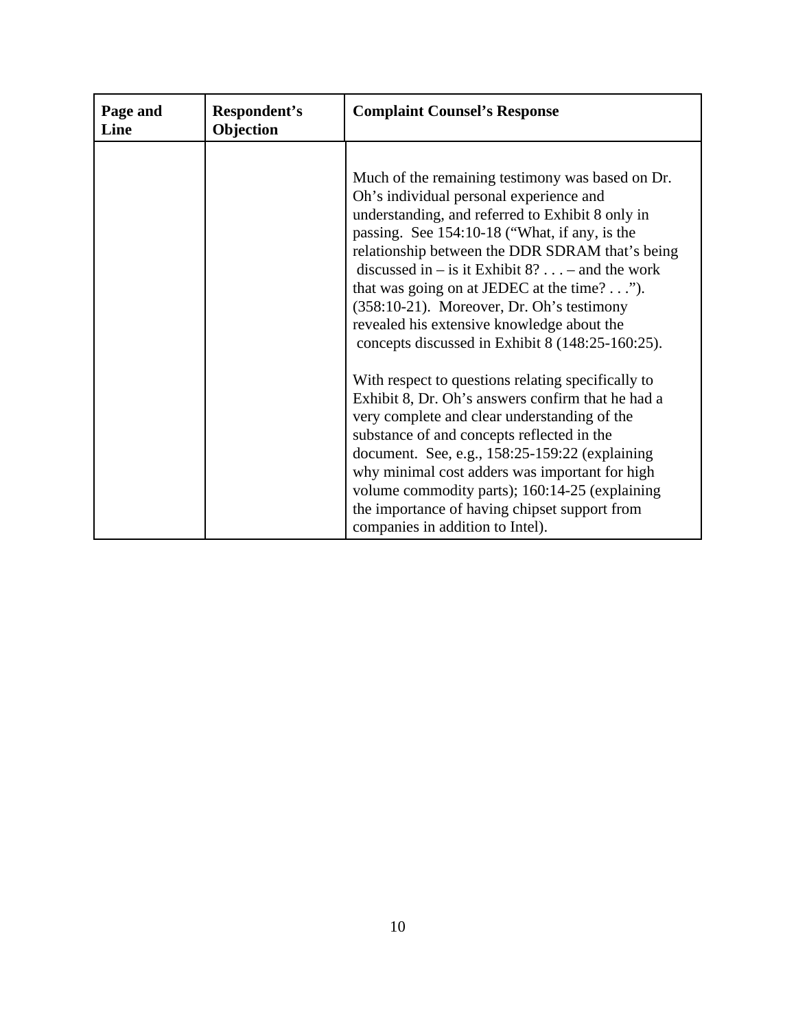| Page and Line | Respondent's Objection | Complaint Counsel's Response |
| --- | --- | --- |
| | | Much of the remaining testimony was based on Dr. Oh's individual personal experience and understanding, and referred to Exhibit 8 only in passing. See 154:10-18 ("What, if any, is the relationship between the DDR SDRAM that's being discussed in – is it Exhibit 8? . . . – and the work that was going on at JEDEC at the time? . . ."). (358:10-21). Moreover, Dr. Oh's testimony revealed his extensive knowledge about the concepts discussed in Exhibit 8 (148:25-160:25).<br><br>With respect to questions relating specifically to Exhibit 8, Dr. Oh's answers confirm that he had a very complete and clear understanding of the substance of and concepts reflected in the document. See, e.g., 158:25-159:22 (explaining why minimal cost adders was important for high volume commodity parts); 160:14-25 (explaining the importance of having chipset support from companies in addition to Intel). |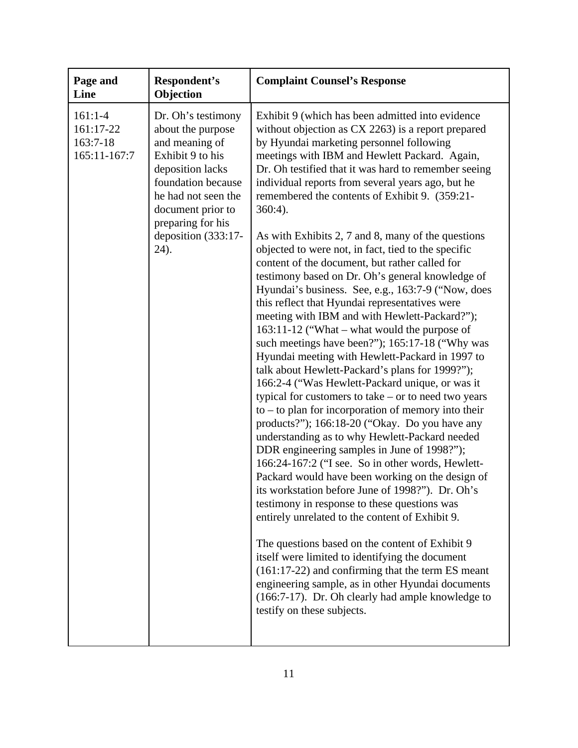| Page and Line | Respondent's Objection | Complaint Counsel's Response |
|---|---|---|
| 161:1-4<br>161:17-22<br>163:7-18<br>165:11-167:7 | Dr. Oh's testimony about the purpose and meaning of Exhibit 9 to his deposition lacks foundation because he had not seen the document prior to preparing for his deposition (333:17-24). | Exhibit 9 (which has been admitted into evidence without objection as CX 2263) is a report prepared by Hyundai marketing personnel following meetings with IBM and Hewlett Packard. Again, Dr. Oh testified that it was hard to remember seeing individual reports from several years ago, but he remembered the contents of Exhibit 9. (359:21-360:4).<br><br>As with Exhibits 2, 7 and 8, many of the questions objected to were not, in fact, tied to the specific content of the document, but rather called for testimony based on Dr. Oh's general knowledge of Hyundai's business. See, e.g., 163:7-9 ("Now, does this reflect that Hyundai representatives were meeting with IBM and with Hewlett-Packard?"); 163:11-12 ("What – what would the purpose of such meetings have been?"); 165:17-18 ("Why was Hyundai meeting with Hewlett-Packard in 1997 to talk about Hewlett-Packard's plans for 1999?"); 166:2-4 ("Was Hewlett-Packard unique, or was it typical for customers to take – or to need two years to – to plan for incorporation of memory into their products?"); 166:18-20 ("Okay. Do you have any understanding as to why Hewlett-Packard needed DDR engineering samples in June of 1998?"); 166:24-167:2 ("I see. So in other words, Hewlett-Packard would have been working on the design of its workstation before June of 1998?"). Dr. Oh's testimony in response to these questions was entirely unrelated to the content of Exhibit 9.<br><br>The questions based on the content of Exhibit 9 itself were limited to identifying the document (161:17-22) and confirming that the term ES meant engineering sample, as in other Hyundai documents (166:7-17). Dr. Oh clearly had ample knowledge to testify on these subjects. |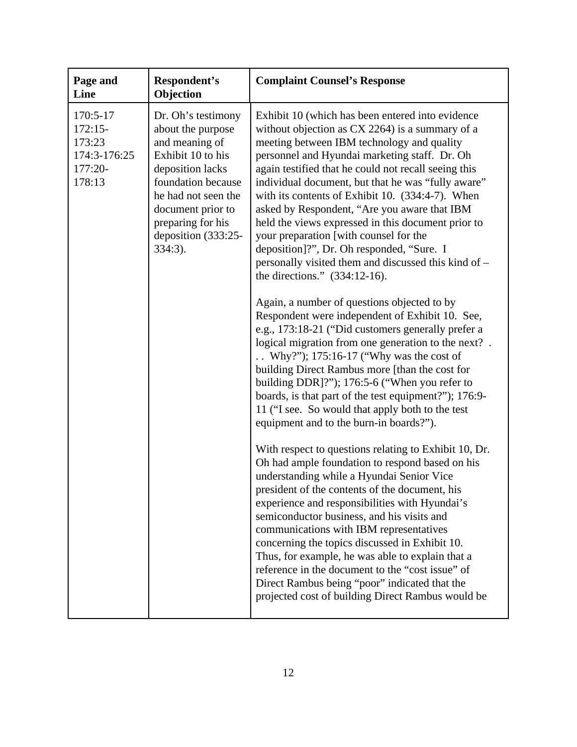| Page and Line | Respondent's Objection | Complaint Counsel's Response |
|---|---|---|
| 170:5-17<br>172:15-173:23<br>174:3-176:25<br>177:20-178:13 | Dr. Oh's testimony about the purpose and meaning of Exhibit 10 to his deposition lacks foundation because he had not seen the document prior to preparing for his deposition (333:25-334:3). | Exhibit 10 (which has been entered into evidence without objection as CX 2264) is a summary of a meeting between IBM technology and quality personnel and Hyundai marketing staff. Dr. Oh again testified that he could not recall seeing this individual document, but that he was "fully aware" with its contents of Exhibit 10. (334:4-7). When asked by Respondent, "Are you aware that IBM held the views expressed in this document prior to your preparation [with counsel for the deposition]?", Dr. Oh responded, "Sure. I personally visited them and discussed this kind of – the directions." (334:12-16).<br><br>Again, a number of questions objected to by Respondent were independent of Exhibit 10. See, e.g., 173:18-21 ("Did customers generally prefer a logical migration from one generation to the next? . . . Why?"); 175:16-17 ("Why was the cost of building Direct Rambus more [than the cost for building DDR]?"); 176:5-6 ("When you refer to boards, is that part of the test equipment?"); 176:9-11 ("I see. So would that apply both to the test equipment and to the burn-in boards?").<br><br>With respect to questions relating to Exhibit 10, Dr. Oh had ample foundation to respond based on his understanding while a Hyundai Senior Vice president of the contents of the document, his experience and responsibilities with Hyundai's semiconductor business, and his visits and communications with IBM representatives concerning the topics discussed in Exhibit 10. Thus, for example, he was able to explain that a reference in the document to the "cost issue" of Direct Rambus being "poor" indicated that the projected cost of building Direct Rambus would be |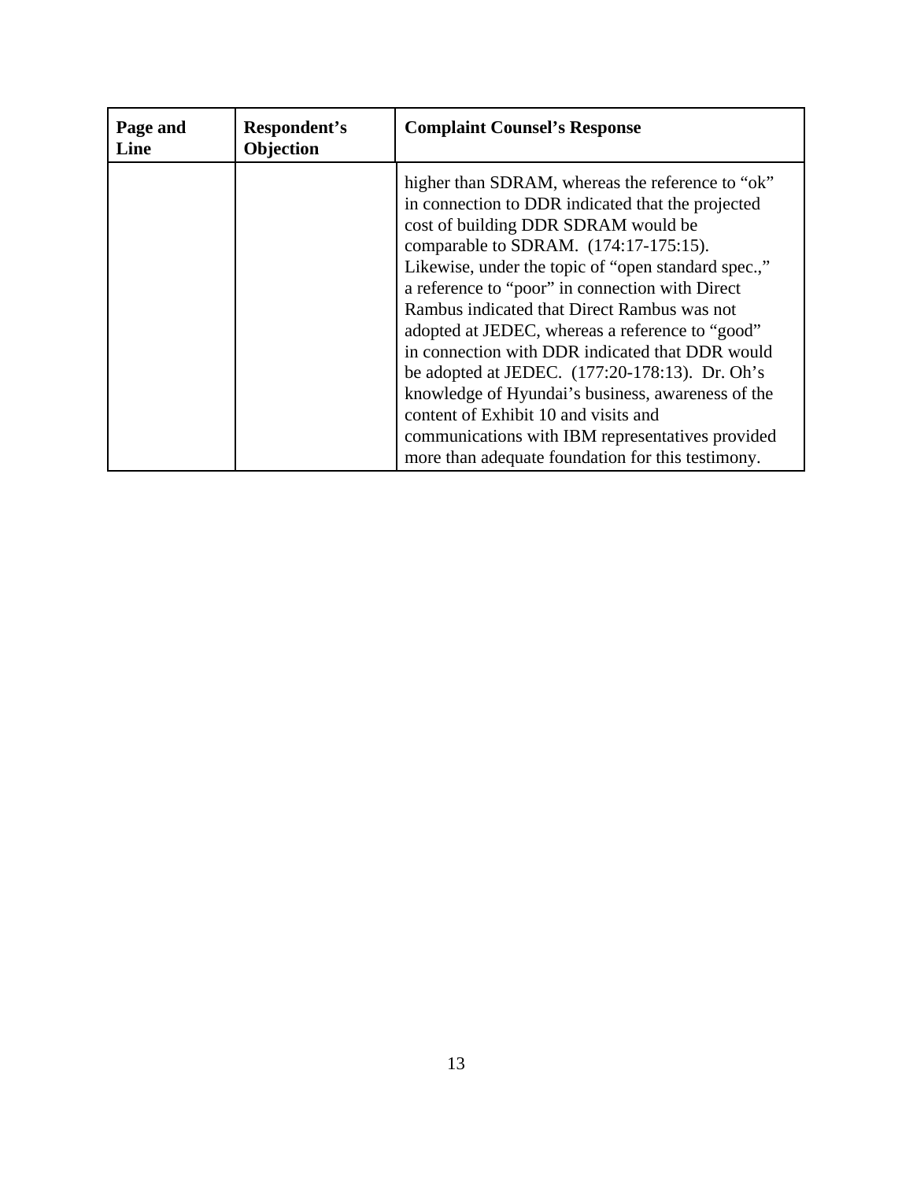| Page and Line | Respondent's Objection | Complaint Counsel's Response |
|---|---|---|
| | | higher than SDRAM, whereas the reference to "ok" in connection to DDR indicated that the projected cost of building DDR SDRAM would be comparable to SDRAM. (174:17-175:15). Likewise, under the topic of "open standard spec.," a reference to "poor" in connection with Direct Rambus indicated that Direct Rambus was not adopted at JEDEC, whereas a reference to "good" in connection with DDR indicated that DDR would be adopted at JEDEC. (177:20-178:13). Dr. Oh's knowledge of Hyundai's business, awareness of the content of Exhibit 10 and visits and communications with IBM representatives provided more than adequate foundation for this testimony. |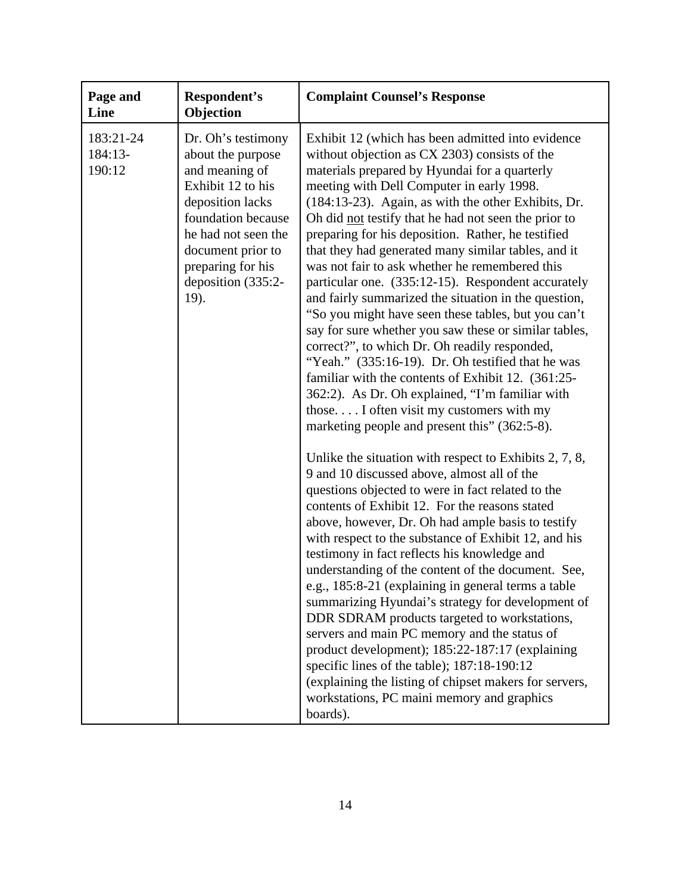| Page and Line | Respondent's Objection | Complaint Counsel's Response |
|---|---|---|
| 183:21-24 184:13-190:12 | Dr. Oh's testimony about the purpose and meaning of Exhibit 12 to his deposition lacks foundation because he had not seen the document prior to preparing for his deposition (335:2-19). | Exhibit 12 (which has been admitted into evidence without objection as CX 2303) consists of the materials prepared by Hyundai for a quarterly meeting with Dell Computer in early 1998. (184:13-23). Again, as with the other Exhibits, Dr. Oh did not testify that he had not seen the prior to preparing for his deposition. Rather, he testified that they had generated many similar tables, and it was not fair to ask whether he remembered this particular one. (335:12-15). Respondent accurately and fairly summarized the situation in the question, "So you might have seen these tables, but you can't say for sure whether you saw these or similar tables, correct?", to which Dr. Oh readily responded, "Yeah." (335:16-19). Dr. Oh testified that he was familiar with the contents of Exhibit 12. (361:25-362:2). As Dr. Oh explained, "I'm familiar with those. . . . I often visit my customers with my marketing people and present this" (362:5-8).<br><br>Unlike the situation with respect to Exhibits 2, 7, 8, 9 and 10 discussed above, almost all of the questions objected to were in fact related to the contents of Exhibit 12. For the reasons stated above, however, Dr. Oh had ample basis to testify with respect to the substance of Exhibit 12, and his testimony in fact reflects his knowledge and understanding of the content of the document. See, e.g., 185:8-21 (explaining in general terms a table summarizing Hyundai's strategy for development of DDR SDRAM products targeted to workstations, servers and main PC memory and the status of product development); 185:22-187:17 (explaining specific lines of the table); 187:18-190:12 (explaining the listing of chipset makers for servers, workstations, PC maini memory and graphics boards). |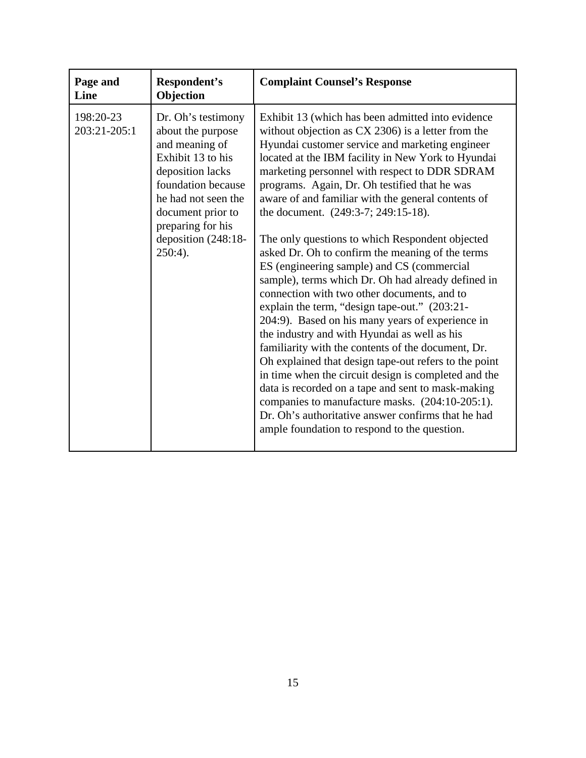| Page and Line | Respondent's Objection | Complaint Counsel's Response |
|---|---|---|
| 198:20-23<br>203:21-205:1 | Dr. Oh's testimony about the purpose and meaning of Exhibit 13 to his deposition lacks foundation because he had not seen the document prior to preparing for his deposition (248:18-250:4). | Exhibit 13 (which has been admitted into evidence without objection as CX 2306) is a letter from the Hyundai customer service and marketing engineer located at the IBM facility in New York to Hyundai marketing personnel with respect to DDR SDRAM programs. Again, Dr. Oh testified that he was aware of and familiar with the general contents of the document. (249:3-7; 249:15-18).<br><br>The only questions to which Respondent objected asked Dr. Oh to confirm the meaning of the terms ES (engineering sample) and CS (commercial sample), terms which Dr. Oh had already defined in connection with two other documents, and to explain the term, "design tape-out." (203:21-204:9). Based on his many years of experience in the industry and with Hyundai as well as his familiarity with the contents of the document, Dr. Oh explained that design tape-out refers to the point in time when the circuit design is completed and the data is recorded on a tape and sent to mask-making companies to manufacture masks. (204:10-205:1). Dr. Oh's authoritative answer confirms that he had ample foundation to respond to the question. |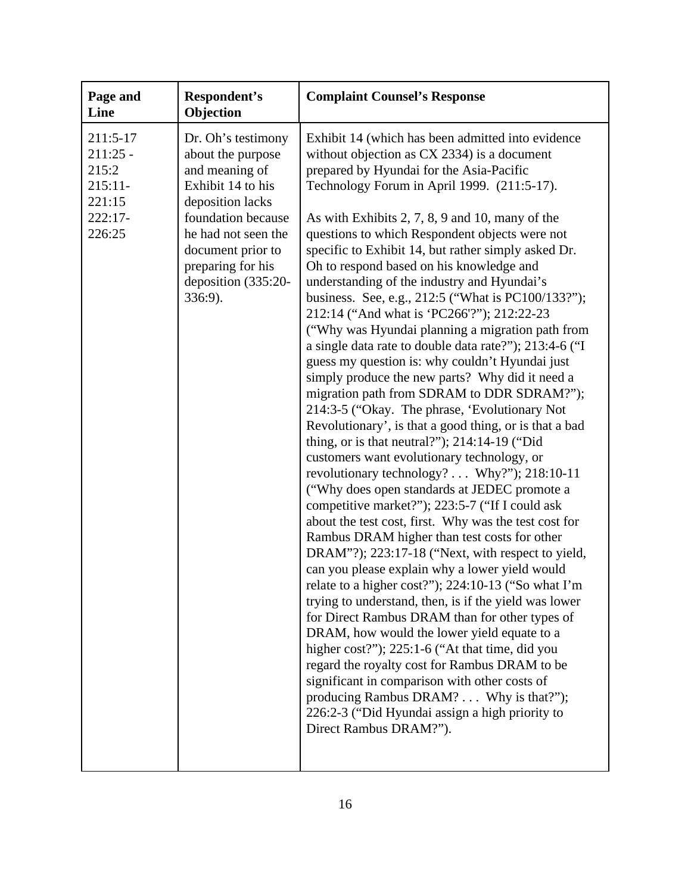| Page and Line | Respondent's Objection | Complaint Counsel's Response |
|---|---|---|
| 211:5-17<br>211:25 - 215:2<br>215:11-221:15<br>222:17-226:25 | Dr. Oh's testimony about the purpose and meaning of Exhibit 14 to his deposition lacks foundation because he had not seen the document prior to preparing for his deposition (335:20-336:9). | Exhibit 14 (which has been admitted into evidence without objection as CX 2334) is a document prepared by Hyundai for the Asia-Pacific Technology Forum in April 1999. (211:5-17).<br><br>As with Exhibits 2, 7, 8, 9 and 10, many of the questions to which Respondent objects were not specific to Exhibit 14, but rather simply asked Dr. Oh to respond based on his knowledge and understanding of the industry and Hyundai's business. See, e.g., 212:5 ("What is PC100/133?"); 212:14 ("And what is 'PC266'?"); 212:22-23 ("Why was Hyundai planning a migration path from a single data rate to double data rate?"); 213:4-6 ("I guess my question is: why couldn't Hyundai just simply produce the new parts? Why did it need a migration path from SDRAM to DDR SDRAM?"); 214:3-5 ("Okay. The phrase, 'Evolutionary Not Revolutionary', is that a good thing, or is that a bad thing, or is that neutral?"); 214:14-19 ("Did customers want evolutionary technology, or revolutionary technology? . . . Why?"); 218:10-11 ("Why does open standards at JEDEC promote a competitive market?"); 223:5-7 ("If I could ask about the test cost, first. Why was the test cost for Rambus DRAM higher than test costs for other DRAM"?); 223:17-18 ("Next, with respect to yield, can you please explain why a lower yield would relate to a higher cost?"); 224:10-13 ("So what I'm trying to understand, then, is if the yield was lower for Direct Rambus DRAM than for other types of DRAM, how would the lower yield equate to a higher cost?"); 225:1-6 ("At that time, did you regard the royalty cost for Rambus DRAM to be significant in comparison with other costs of producing Rambus DRAM? . . . Why is that?"); 226:2-3 ("Did Hyundai assign a high priority to Direct Rambus DRAM?"). |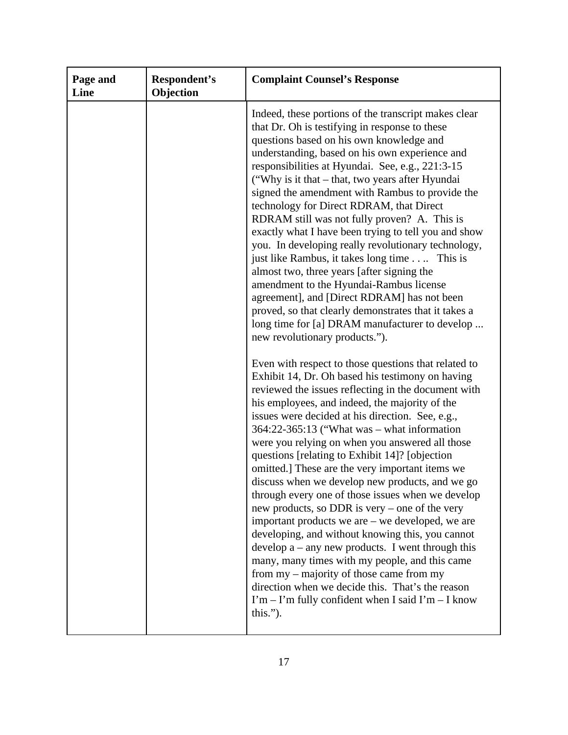| Page and Line | Respondent's Objection | Complaint Counsel's Response |
|---|---|---|
| | | Indeed, these portions of the transcript makes clear that Dr. Oh is testifying in response to these questions based on his own knowledge and understanding, based on his own experience and responsibilities at Hyundai. See, e.g., 221:3-15 ("Why is it that – that, two years after Hyundai signed the amendment with Rambus to provide the technology for Direct RDRAM, that Direct RDRAM still was not fully proven? A. This is exactly what I have been trying to tell you and show you. In developing really revolutionary technology, just like Rambus, it takes long time . . .. This is almost two, three years [after signing the amendment to the Hyundai-Rambus license agreement], and [Direct RDRAM] has not been proved, so that clearly demonstrates that it takes a long time for [a] DRAM manufacturer to develop ... new revolutionary products.").<br><br>Even with respect to those questions that related to Exhibit 14, Dr. Oh based his testimony on having reviewed the issues reflecting in the document with his employees, and indeed, the majority of the issues were decided at his direction. See, e.g., 364:22-365:13 ("What was – what information were you relying on when you answered all those questions [relating to Exhibit 14]? [objection omitted.] These are the very important items we discuss when we develop new products, and we go through every one of those issues when we develop new products, so DDR is very – one of the very important products we are – we developed, we are developing, and without knowing this, you cannot develop a – any new products. I went through this many, many times with my people, and this came from my – majority of those came from my direction when we decide this. That's the reason I'm – I'm fully confident when I said I'm – I know this."). |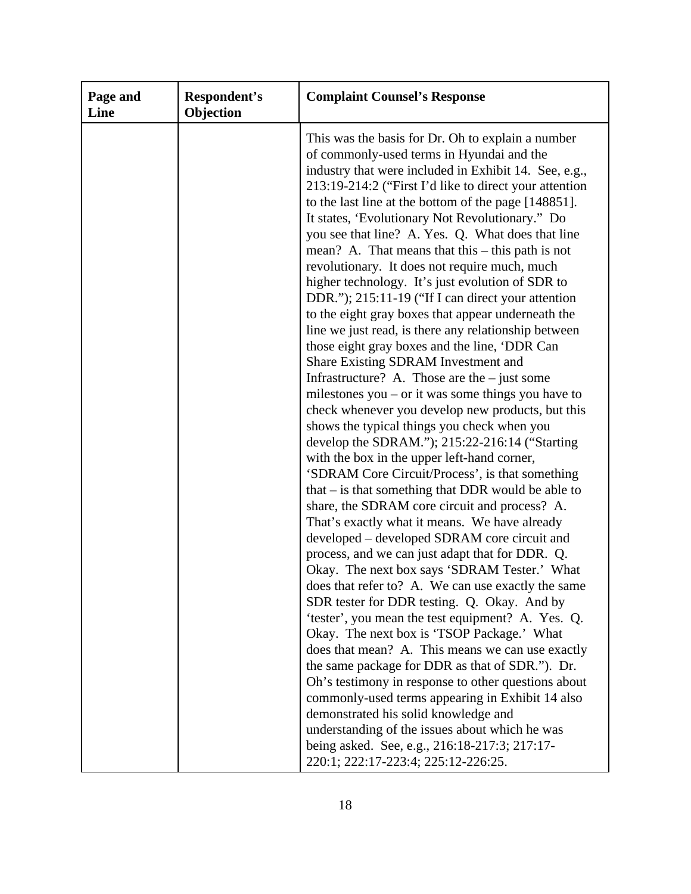| Page and Line | Respondent's Objection | Complaint Counsel's Response |
|---|---|---|
| | | This was the basis for Dr. Oh to explain a number of commonly-used terms in Hyundai and the industry that were included in Exhibit 14. See, e.g., 213:19-214:2 ("First I'd like to direct your attention to the last line at the bottom of the page [148851]. It states, 'Evolutionary Not Revolutionary." Do you see that line? A. Yes. Q. What does that line mean? A. That means that this – this path is not revolutionary. It does not require much, much higher technology. It's just evolution of SDR to DDR."); 215:11-19 ("If I can direct your attention to the eight gray boxes that appear underneath the line we just read, is there any relationship between those eight gray boxes and the line, 'DDR Can Share Existing SDRAM Investment and Infrastructure? A. Those are the – just some milestones you – or it was some things you have to check whenever you develop new products, but this shows the typical things you check when you develop the SDRAM."); 215:22-216:14 ("Starting with the box in the upper left-hand corner, 'SDRAM Core Circuit/Process', is that something that – is that something that DDR would be able to share, the SDRAM core circuit and process? A. That's exactly what it means. We have already developed – developed SDRAM core circuit and process, and we can just adapt that for DDR. Q. Okay. The next box says 'SDRAM Tester.' What does that refer to? A. We can use exactly the same SDR tester for DDR testing. Q. Okay. And by 'tester', you mean the test equipment? A. Yes. Q. Okay. The next box is 'TSOP Package.' What does that mean? A. This means we can use exactly the same package for DDR as that of SDR."). Dr. Oh's testimony in response to other questions about commonly-used terms appearing in Exhibit 14 also demonstrated his solid knowledge and understanding of the issues about which he was being asked. See, e.g., 216:18-217:3; 217:17-220:1; 222:17-223:4; 225:12-226:25. |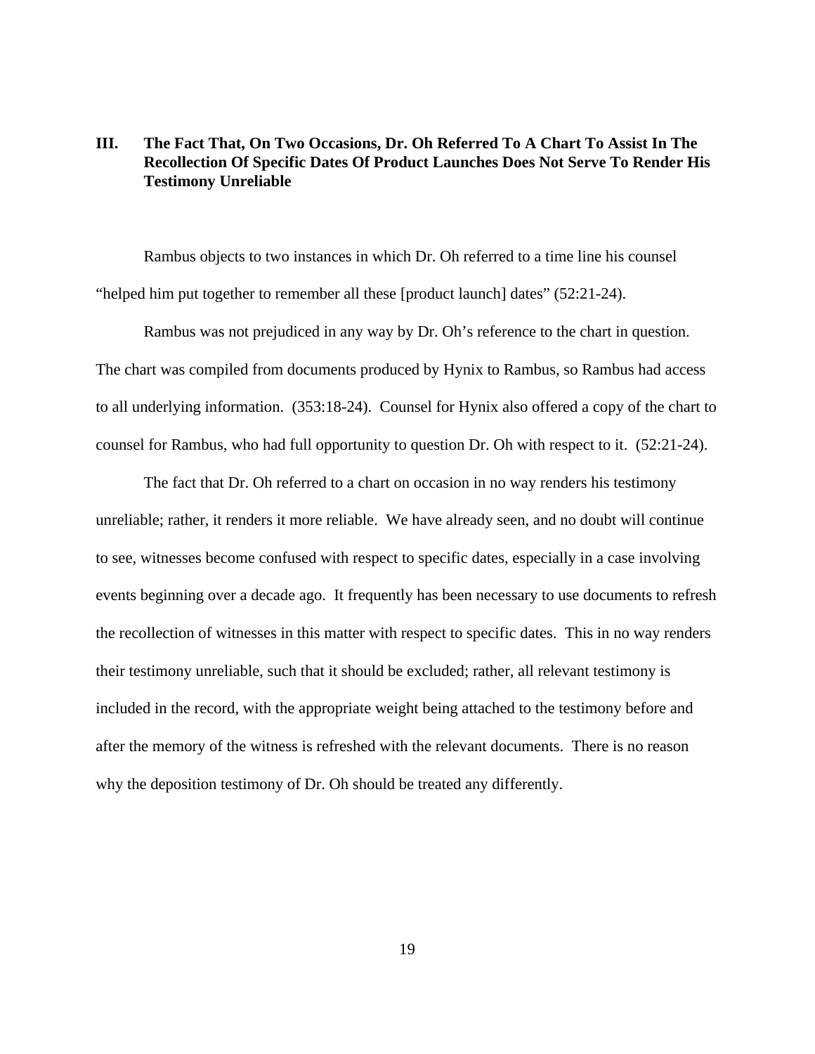## III. The Fact That, On Two Occasions, Dr. Oh Referred To A Chart To Assist In The Recollection Of Specific Dates Of Product Launches Does Not Serve To Render His Testimony Unreliable

Rambus objects to two instances in which Dr. Oh referred to a time line his counsel "helped him put together to remember all these [product launch] dates" (52:21-24).

Rambus was not prejudiced in any way by Dr. Oh's reference to the chart in question. The chart was compiled from documents produced by Hynix to Rambus, so Rambus had access to all underlying information. (353:18-24). Counsel for Hynix also offered a copy of the chart to counsel for Rambus, who had full opportunity to question Dr. Oh with respect to it. (52:21-24).

The fact that Dr. Oh referred to a chart on occasion in no way renders his testimony unreliable; rather, it renders it more reliable. We have already seen, and no doubt will continue to see, witnesses become confused with respect to specific dates, especially in a case involving events beginning over a decade ago. It frequently has been necessary to use documents to refresh the recollection of witnesses in this matter with respect to specific dates. This in no way renders their testimony unreliable, such that it should be excluded; rather, all relevant testimony is included in the record, with the appropriate weight being attached to the testimony before and after the memory of the witness is refreshed with the relevant documents. There is no reason why the deposition testimony of Dr. Oh should be treated any differently.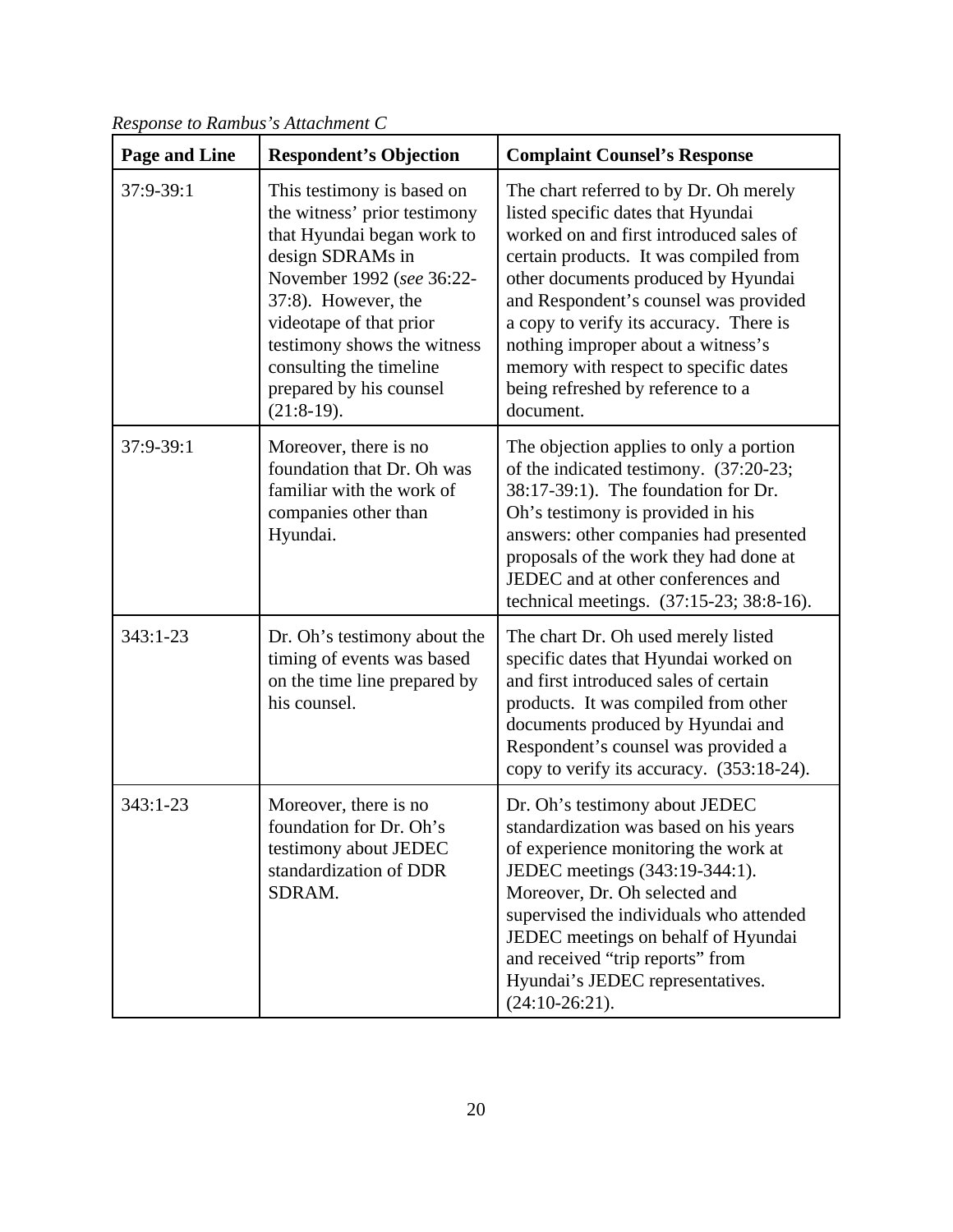*Response to Rambus's Attachment C*

| Page and Line | Respondent's Objection | Complaint Counsel's Response |
|---|---|---|
| 37:9-39:1 | This testimony is based on the witness' prior testimony that Hyundai began work to design SDRAMs in November 1992 (*see* 36:22-37:8). However, the videotape of that prior testimony shows the witness consulting the timeline prepared by his counsel (21:8-19). | The chart referred to by Dr. Oh merely listed specific dates that Hyundai worked on and first introduced sales of certain products. It was compiled from other documents produced by Hyundai and Respondent's counsel was provided a copy to verify its accuracy. There is nothing improper about a witness's memory with respect to specific dates being refreshed by reference to a document. |
| 37:9-39:1 | Moreover, there is no foundation that Dr. Oh was familiar with the work of companies other than Hyundai. | The objection applies to only a portion of the indicated testimony. (37:20-23; 38:17-39:1). The foundation for Dr. Oh's testimony is provided in his answers: other companies had presented proposals of the work they had done at JEDEC and at other conferences and technical meetings. (37:15-23; 38:8-16). |
| 343:1-23 | Dr. Oh's testimony about the timing of events was based on the time line prepared by his counsel. | The chart Dr. Oh used merely listed specific dates that Hyundai worked on and first introduced sales of certain products. It was compiled from other documents produced by Hyundai and Respondent's counsel was provided a copy to verify its accuracy. (353:18-24). |
| 343:1-23 | Moreover, there is no foundation for Dr. Oh's testimony about JEDEC standardization of DDR SDRAM. | Dr. Oh's testimony about JEDEC standardization was based on his years of experience monitoring the work at JEDEC meetings (343:19-344:1). Moreover, Dr. Oh selected and supervised the individuals who attended JEDEC meetings on behalf of Hyundai and received "trip reports" from Hyundai's JEDEC representatives. (24:10-26:21). |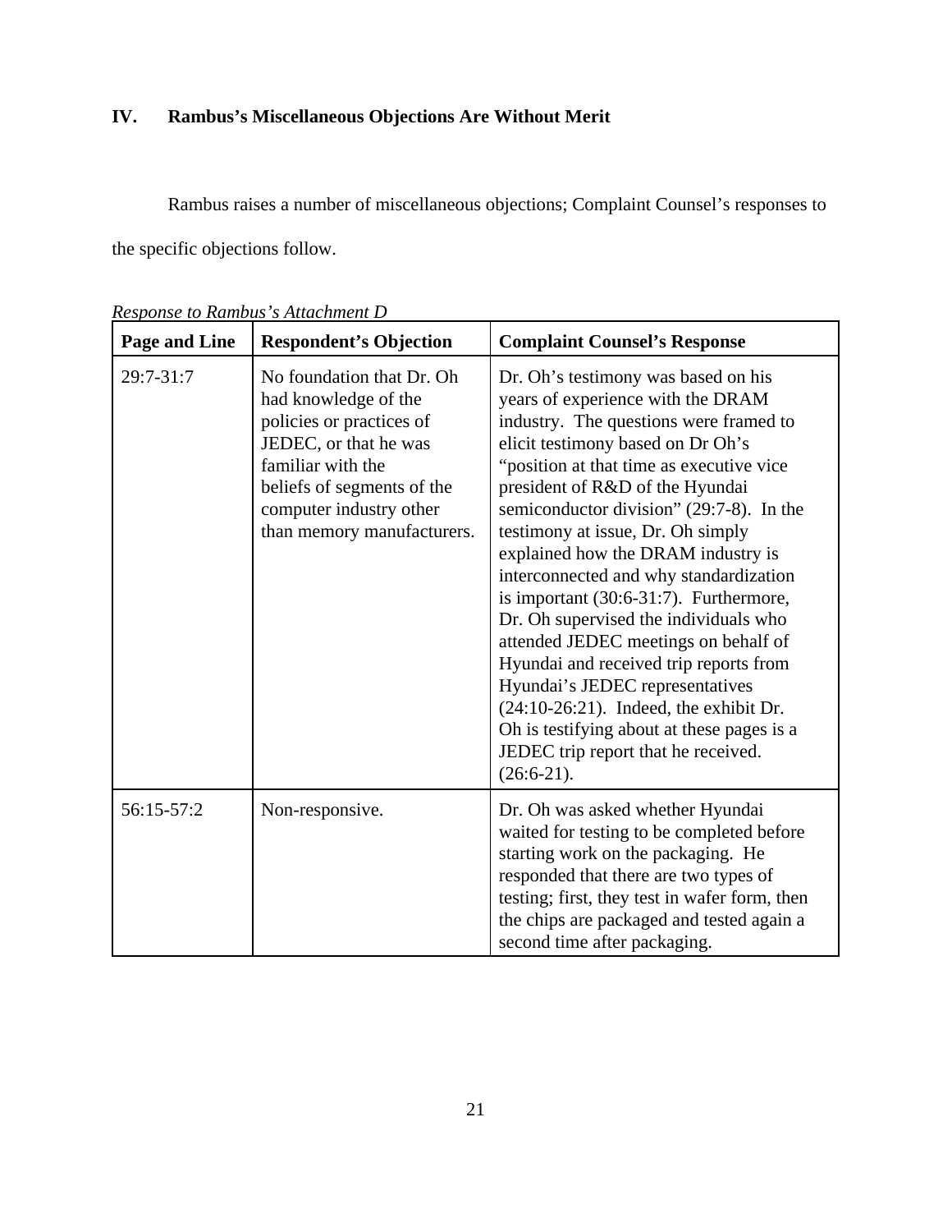## IV. Rambus's Miscellaneous Objections Are Without Merit

Rambus raises a number of miscellaneous objections; Complaint Counsel's responses to the specific objections follow.

*Response to Rambus's Attachment D*

| Page and Line | Respondent's Objection | Complaint Counsel's Response |
|---|---|---|
| 29:7-31:7 | No foundation that Dr. Oh had knowledge of the policies or practices of JEDEC, or that he was familiar with the beliefs of segments of the computer industry other than memory manufacturers. | Dr. Oh's testimony was based on his years of experience with the DRAM industry. The questions were framed to elicit testimony based on Dr Oh's "position at that time as executive vice president of R&D of the Hyundai semiconductor division" (29:7-8). In the testimony at issue, Dr. Oh simply explained how the DRAM industry is interconnected and why standardization is important (30:6-31:7). Furthermore, Dr. Oh supervised the individuals who attended JEDEC meetings on behalf of Hyundai and received trip reports from Hyundai's JEDEC representatives (24:10-26:21). Indeed, the exhibit Dr. Oh is testifying about at these pages is a JEDEC trip report that he received. (26:6-21). |
| 56:15-57:2 | Non-responsive. | Dr. Oh was asked whether Hyundai waited for testing to be completed before starting work on the packaging. He responded that there are two types of testing; first, they test in wafer form, then the chips are packaged and tested again a second time after packaging. |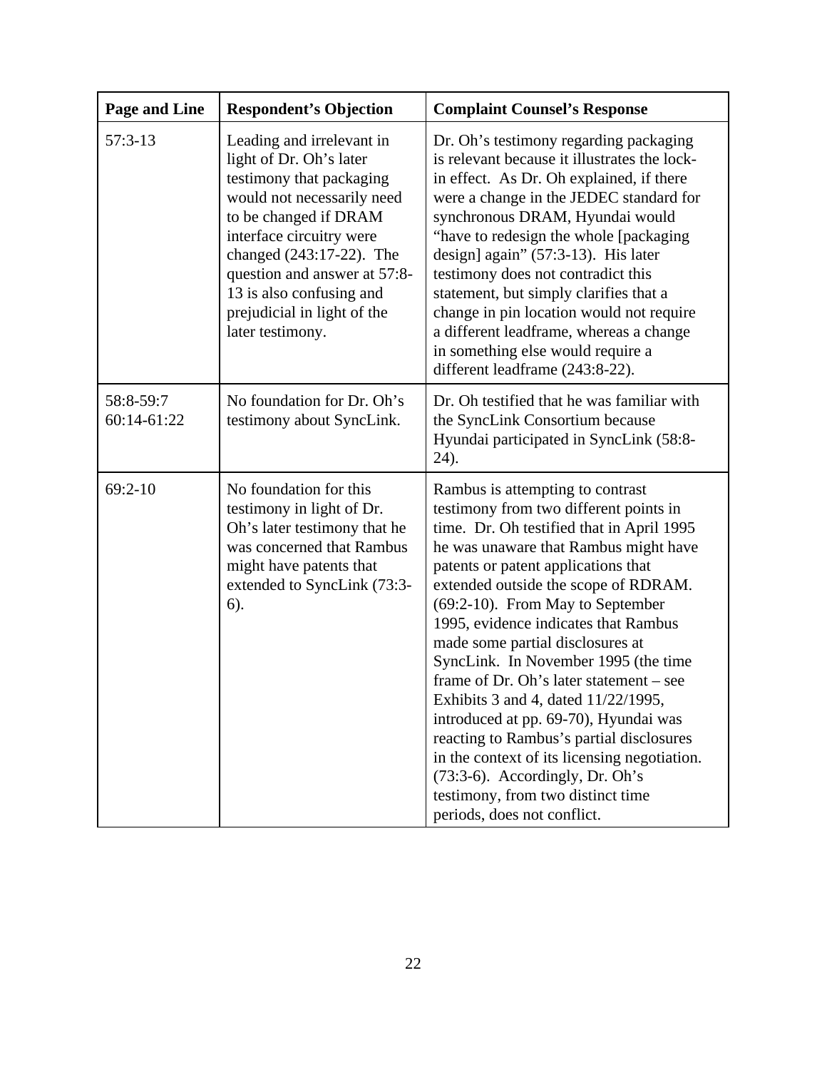| Page and Line | Respondent's Objection | Complaint Counsel's Response |
|---|---|---|
| 57:3-13 | Leading and irrelevant in light of Dr. Oh's later testimony that packaging would not necessarily need to be changed if DRAM interface circuitry were changed (243:17-22). The question and answer at 57:8-13 is also confusing and prejudicial in light of the later testimony. | Dr. Oh's testimony regarding packaging is relevant because it illustrates the lock-in effect. As Dr. Oh explained, if there were a change in the JEDEC standard for synchronous DRAM, Hyundai would "have to redesign the whole [packaging design] again" (57:3-13). His later testimony does not contradict this statement, but simply clarifies that a change in pin location would not require a different leadframe, whereas a change in something else would require a different leadframe (243:8-22). |
| 58:8-59:7<br>60:14-61:22 | No foundation for Dr. Oh's testimony about SyncLink. | Dr. Oh testified that he was familiar with the SyncLink Consortium because Hyundai participated in SyncLink (58:8-24). |
| 69:2-10 | No foundation for this testimony in light of Dr. Oh's later testimony that he was concerned that Rambus might have patents that extended to SyncLink (73:3-6). | Rambus is attempting to contrast testimony from two different points in time. Dr. Oh testified that in April 1995 he was unaware that Rambus might have patents or patent applications that extended outside the scope of RDRAM. (69:2-10). From May to September 1995, evidence indicates that Rambus made some partial disclosures at SyncLink. In November 1995 (the time frame of Dr. Oh's later statement – see Exhibits 3 and 4, dated 11/22/1995, introduced at pp. 69-70), Hyundai was reacting to Rambus's partial disclosures in the context of its licensing negotiation. (73:3-6). Accordingly, Dr. Oh's testimony, from two distinct time periods, does not conflict. |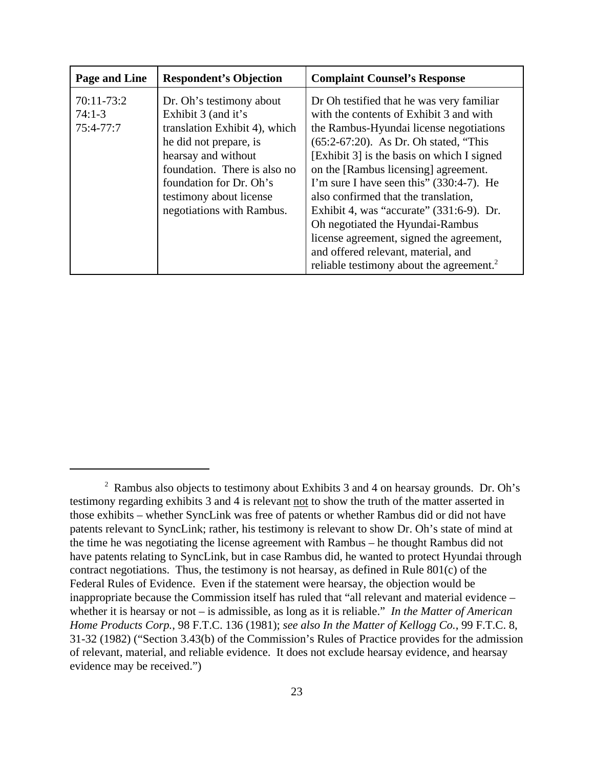| Page and Line | Respondent's Objection | Complaint Counsel's Response |
|---|---|---|
| 70:11-73:2<br>74:1-3<br>75:4-77:7 | Dr. Oh's testimony about Exhibit 3 (and it's translation Exhibit 4), which he did not prepare, is hearsay and without foundation. There is also no foundation for Dr. Oh's testimony about license negotiations with Rambus. | Dr Oh testified that he was very familiar with the contents of Exhibit 3 and with the Rambus-Hyundai license negotiations (65:2-67:20). As Dr. Oh stated, "This [Exhibit 3] is the basis on which I signed on the [Rambus licensing] agreement. I'm sure I have seen this" (330:4-7). He also confirmed that the translation, Exhibit 4, was "accurate" (331:6-9). Dr. Oh negotiated the Hyundai-Rambus license agreement, signed the agreement, and offered relevant, material, and reliable testimony about the agreement.[2] |

[2] Rambus also objects to testimony about Exhibits 3 and 4 on hearsay grounds. Dr. Oh's testimony regarding exhibits 3 and 4 is relevant not to show the truth of the matter asserted in those exhibits – whether SyncLink was free of patents or whether Rambus did or did not have patents relevant to SyncLink; rather, his testimony is relevant to show Dr. Oh's state of mind at the time he was negotiating the license agreement with Rambus – he thought Rambus did not have patents relating to SyncLink, but in case Rambus did, he wanted to protect Hyundai through contract negotiations. Thus, the testimony is not hearsay, as defined in Rule 801(c) of the Federal Rules of Evidence. Even if the statement were hearsay, the objection would be inappropriate because the Commission itself has ruled that "all relevant and material evidence – whether it is hearsay or not – is admissible, as long as it is reliable." *In the Matter of American Home Products Corp.*, 98 F.T.C. 136 (1981); *see also In the Matter of Kellogg Co.*, 99 F.T.C. 8, 31-32 (1982) ("Section 3.43(b) of the Commission's Rules of Practice provides for the admission of relevant, material, and reliable evidence. It does not exclude hearsay evidence, and hearsay evidence may be received.")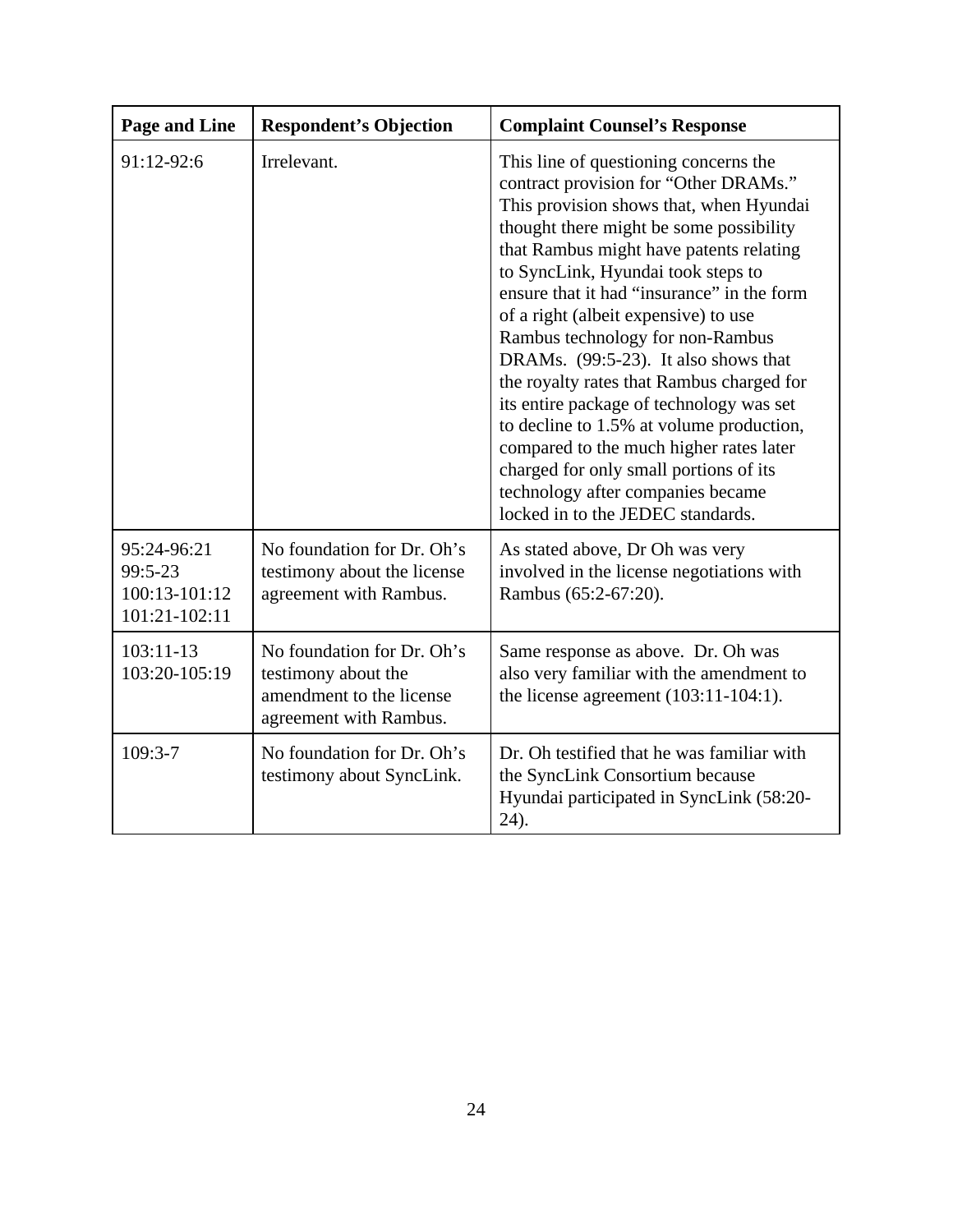| Page and Line | Respondent's Objection | Complaint Counsel's Response |
|---|---|---|
| 91:12-92:6 | Irrelevant. | This line of questioning concerns the contract provision for "Other DRAMs." This provision shows that, when Hyundai thought there might be some possibility that Rambus might have patents relating to SyncLink, Hyundai took steps to ensure that it had "insurance" in the form of a right (albeit expensive) to use Rambus technology for non-Rambus DRAMs. (99:5-23). It also shows that the royalty rates that Rambus charged for its entire package of technology was set to decline to 1.5% at volume production, compared to the much higher rates later charged for only small portions of its technology after companies became locked in to the JEDEC standards. |
| 95:24-96:21<br>99:5-23<br>100:13-101:12<br>101:21-102:11 | No foundation for Dr. Oh's testimony about the license agreement with Rambus. | As stated above, Dr Oh was very involved in the license negotiations with Rambus (65:2-67:20). |
| 103:11-13<br>103:20-105:19 | No foundation for Dr. Oh's testimony about the amendment to the license agreement with Rambus. | Same response as above. Dr. Oh was also very familiar with the amendment to the license agreement (103:11-104:1). |
| 109:3-7 | No foundation for Dr. Oh's testimony about SyncLink. | Dr. Oh testified that he was familiar with the SyncLink Consortium because Hyundai participated in SyncLink (58:20-24). |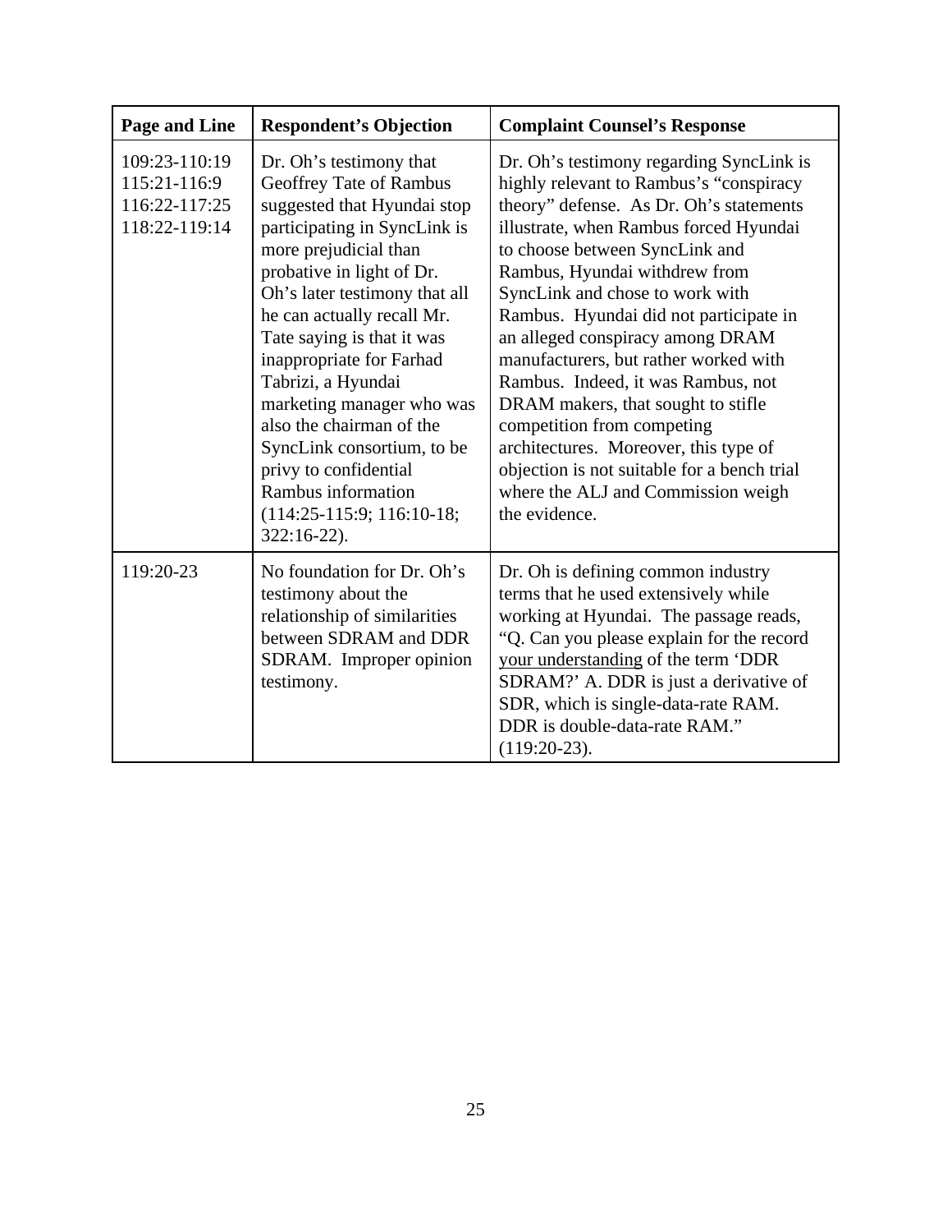| Page and Line | Respondent's Objection | Complaint Counsel's Response |
|---|---|---|
| 109:23-110:19<br>115:21-116:9<br>116:22-117:25<br>118:22-119:14 | Dr. Oh's testimony that Geoffrey Tate of Rambus suggested that Hyundai stop participating in SyncLink is more prejudicial than probative in light of Dr. Oh's later testimony that all he can actually recall Mr. Tate saying is that it was inappropriate for Farhad Tabrizi, a Hyundai marketing manager who was also the chairman of the SyncLink consortium, to be privy to confidential Rambus information (114:25-115:9; 116:10-18; 322:16-22). | Dr. Oh's testimony regarding SyncLink is highly relevant to Rambus's "conspiracy theory" defense. As Dr. Oh's statements illustrate, when Rambus forced Hyundai to choose between SyncLink and Rambus, Hyundai withdrew from SyncLink and chose to work with Rambus. Hyundai did not participate in an alleged conspiracy among DRAM manufacturers, but rather worked with Rambus. Indeed, it was Rambus, not DRAM makers, that sought to stifle competition from competing architectures. Moreover, this type of objection is not suitable for a bench trial where the ALJ and Commission weigh the evidence. |
| 119:20-23 | No foundation for Dr. Oh's testimony about the relationship of similarities between SDRAM and DDR SDRAM. Improper opinion testimony. | Dr. Oh is defining common industry terms that he used extensively while working at Hyundai. The passage reads, "Q. Can you please explain for the record <u>your understanding</u> of the term 'DDR SDRAM?' A. DDR is just a derivative of SDR, which is single-data-rate RAM. DDR is double-data-rate RAM." (119:20-23). |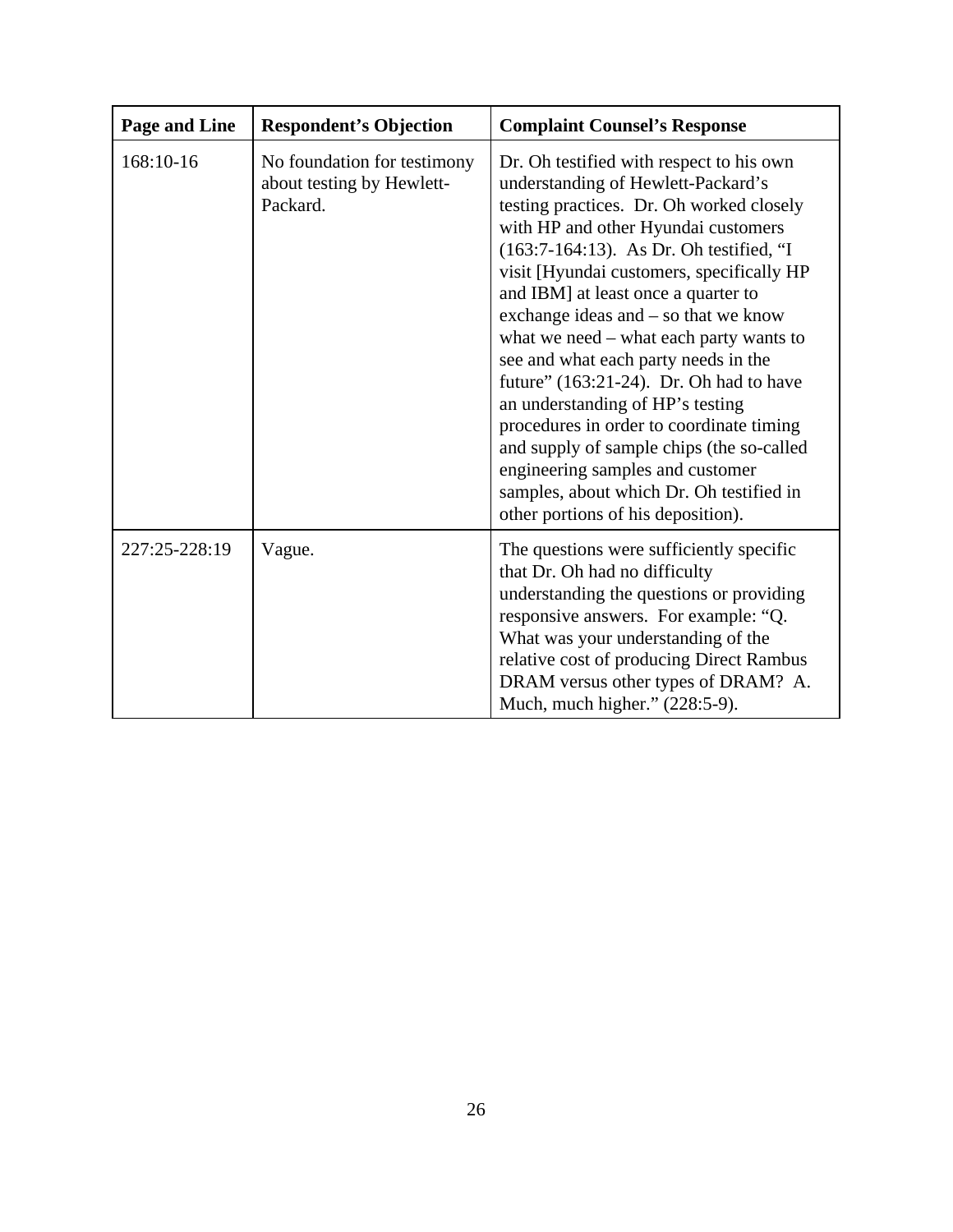| Page and Line | Respondent's Objection | Complaint Counsel's Response |
|---|---|---|
| 168:10-16 | No foundation for testimony about testing by Hewlett-Packard. | Dr. Oh testified with respect to his own understanding of Hewlett-Packard's testing practices. Dr. Oh worked closely with HP and other Hyundai customers (163:7-164:13). As Dr. Oh testified, "I visit [Hyundai customers, specifically HP and IBM] at least once a quarter to exchange ideas and – so that we know what we need – what each party wants to see and what each party needs in the future" (163:21-24). Dr. Oh had to have an understanding of HP's testing procedures in order to coordinate timing and supply of sample chips (the so-called engineering samples and customer samples, about which Dr. Oh testified in other portions of his deposition). |
| 227:25-228:19 | Vague. | The questions were sufficiently specific that Dr. Oh had no difficulty understanding the questions or providing responsive answers. For example: "Q. What was your understanding of the relative cost of producing Direct Rambus DRAM versus other types of DRAM? A. Much, much higher." (228:5-9). |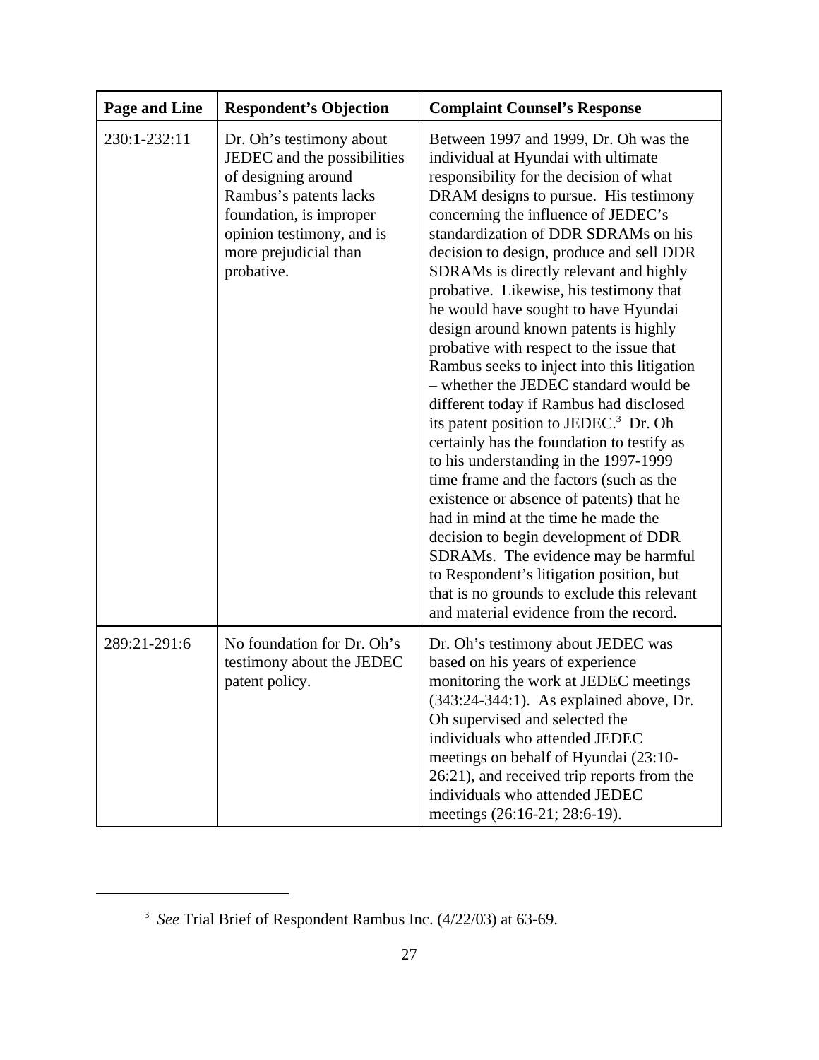| Page and Line | Respondent's Objection | Complaint Counsel's Response |
| --- | --- | --- |
| 230:1-232:11 | Dr. Oh's testimony about JEDEC and the possibilities of designing around Rambus's patents lacks foundation, is improper opinion testimony, and is more prejudicial than probative. | Between 1997 and 1999, Dr. Oh was the individual at Hyundai with ultimate responsibility for the decision of what DRAM designs to pursue. His testimony concerning the influence of JEDEC's standardization of DDR SDRAMs on his decision to design, produce and sell DDR SDRAMs is directly relevant and highly probative. Likewise, his testimony that he would have sought to have Hyundai design around known patents is highly probative with respect to the issue that Rambus seeks to inject into this litigation – whether the JEDEC standard would be different today if Rambus had disclosed its patent position to JEDEC.[3] Dr. Oh certainly has the foundation to testify as to his understanding in the 1997-1999 time frame and the factors (such as the existence or absence of patents) that he had in mind at the time he made the decision to begin development of DDR SDRAMs. The evidence may be harmful to Respondent's litigation position, but that is no grounds to exclude this relevant and material evidence from the record. |
| 289:21-291:6 | No foundation for Dr. Oh's testimony about the JEDEC patent policy. | Dr. Oh's testimony about JEDEC was based on his years of experience monitoring the work at JEDEC meetings (343:24-344:1). As explained above, Dr. Oh supervised and selected the individuals who attended JEDEC meetings on behalf of Hyundai (23:10-26:21), and received trip reports from the individuals who attended JEDEC meetings (26:16-21; 28:6-19). |

[3] *See* Trial Brief of Respondent Rambus Inc. (4/22/03) at 63-69.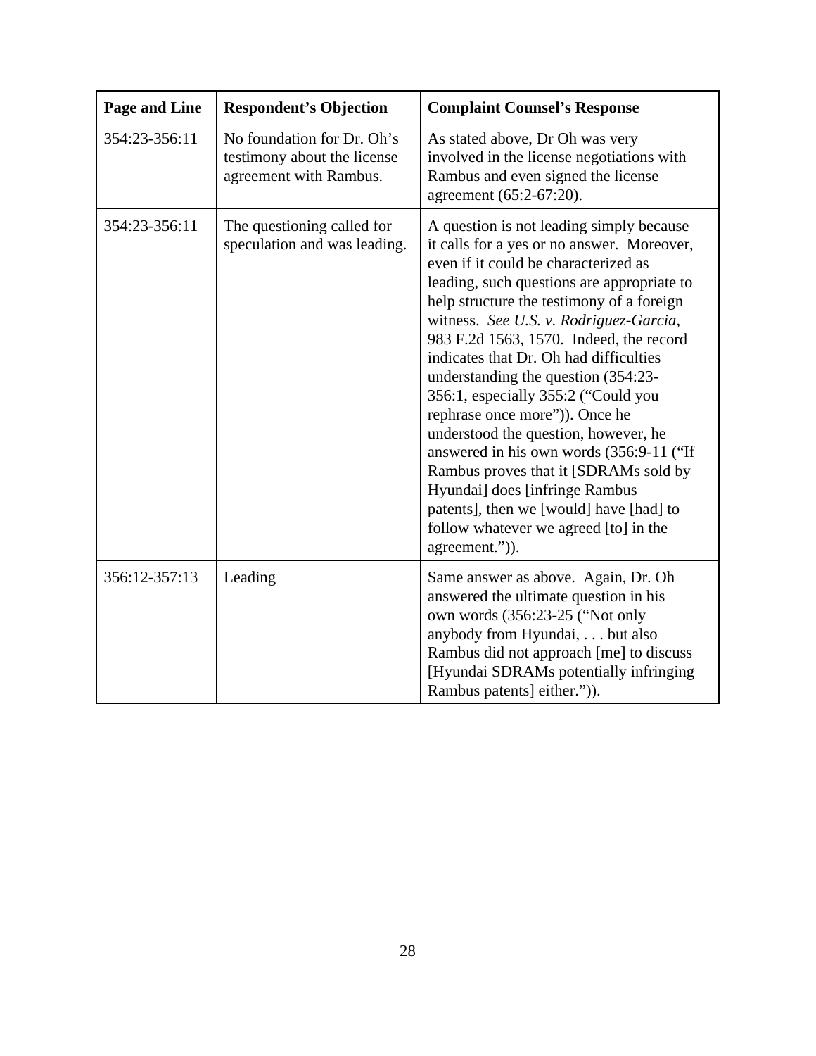| Page and Line | Respondent's Objection | Complaint Counsel's Response |
|---|---|---|
| 354:23-356:11 | No foundation for Dr. Oh's testimony about the license agreement with Rambus. | As stated above, Dr Oh was very involved in the license negotiations with Rambus and even signed the license agreement (65:2-67:20). |
| 354:23-356:11 | The questioning called for speculation and was leading. | A question is not leading simply because it calls for a yes or no answer. Moreover, even if it could be characterized as leading, such questions are appropriate to help structure the testimony of a foreign witness. *See U.S. v. Rodriguez-Garcia*, 983 F.2d 1563, 1570. Indeed, the record indicates that Dr. Oh had difficulties understanding the question (354:23-356:1, especially 355:2 ("Could you rephrase once more")). Once he understood the question, however, he answered in his own words (356:9-11 ("If Rambus proves that it [SDRAMs sold by Hyundai] does [infringe Rambus patents], then we [would] have [had] to follow whatever we agreed [to] in the agreement.")). |
| 356:12-357:13 | Leading | Same answer as above. Again, Dr. Oh answered the ultimate question in his own words (356:23-25 ("Not only anybody from Hyundai, . . . but also Rambus did not approach [me] to discuss [Hyundai SDRAMs potentially infringing Rambus patents] either.")). |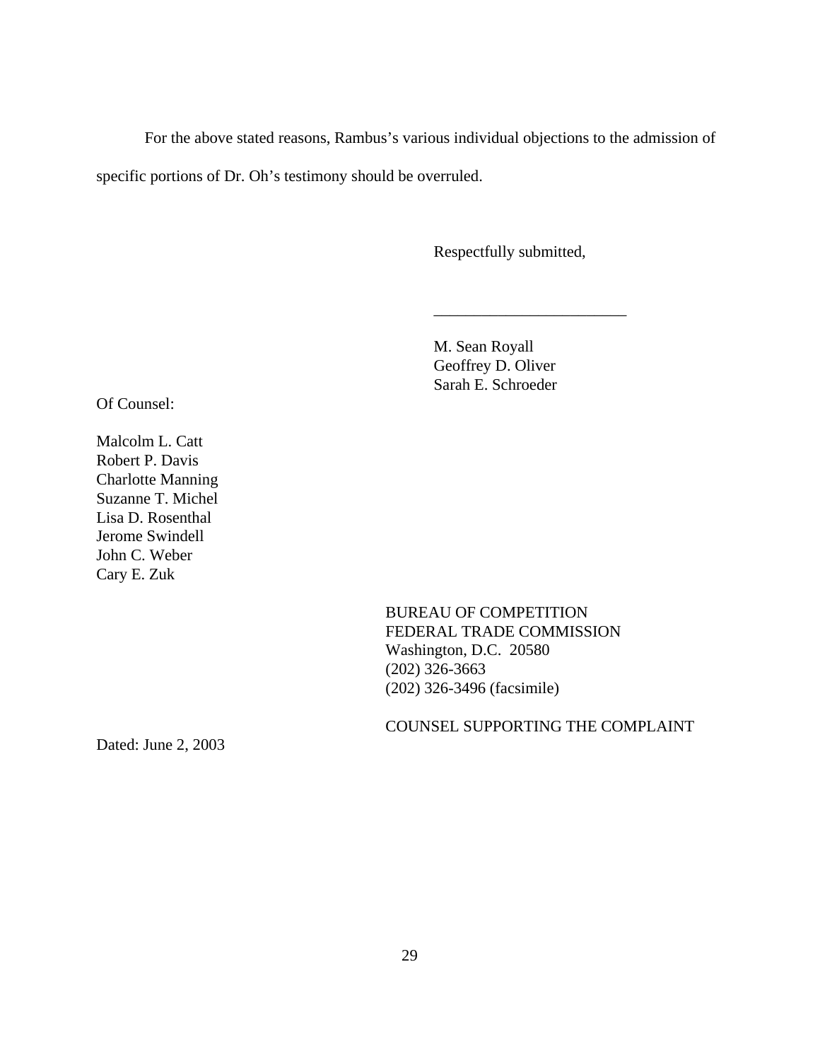For the above stated reasons, Rambus's various individual objections to the admission of specific portions of Dr. Oh's testimony should be overruled.

Respectfully submitted,

________________________

M. Sean Royall
Geoffrey D. Oliver
Sarah E. Schroeder

Of Counsel:

Malcolm L. Catt
Robert P. Davis
Charlotte Manning
Suzanne T. Michel
Lisa D. Rosenthal
Jerome Swindell
John C. Weber
Cary E. Zuk

BUREAU OF COMPETITION
FEDERAL TRADE COMMISSION
Washington, D.C. 20580
(202) 326-3663
(202) 326-3496 (facsimile)

COUNSEL SUPPORTING THE COMPLAINT

Dated: June 2, 2003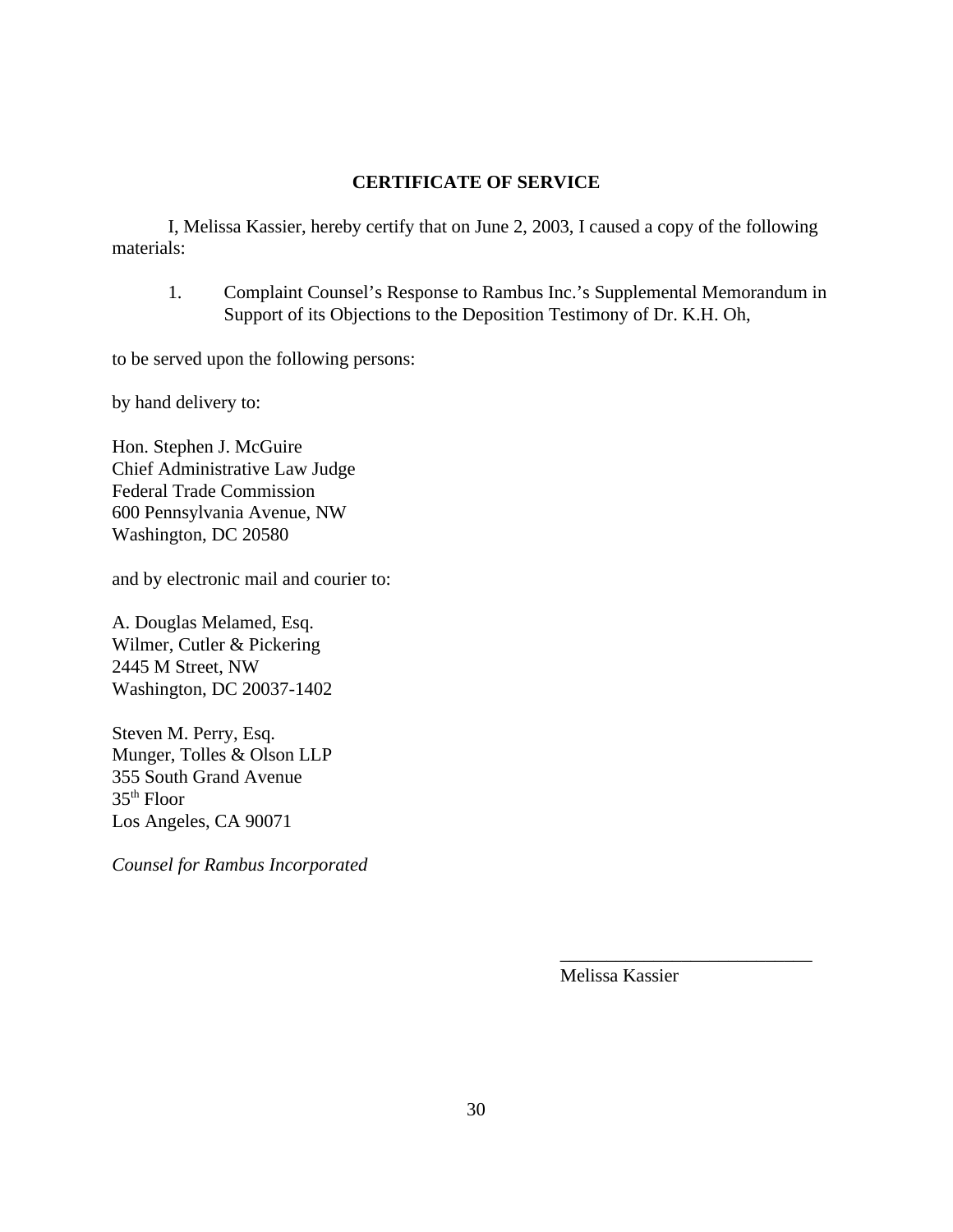**CERTIFICATE OF SERVICE**

I, Melissa Kassier, hereby certify that on June 2, 2003, I caused a copy of the following materials:

1. Complaint Counsel's Response to Rambus Inc.'s Supplemental Memorandum in Support of its Objections to the Deposition Testimony of Dr. K.H. Oh,

to be served upon the following persons:

by hand delivery to:

Hon. Stephen J. McGuire
Chief Administrative Law Judge
Federal Trade Commission
600 Pennsylvania Avenue, NW
Washington, DC 20580

and by electronic mail and courier to:

A. Douglas Melamed, Esq.
Wilmer, Cutler & Pickering
2445 M Street, NW
Washington, DC 20037-1402

Steven M. Perry, Esq.
Munger, Tolles & Olson LLP
355 South Grand Avenue
35th Floor
Los Angeles, CA 90071

*Counsel for Rambus Incorporated*

\_\_\_\_\_\_\_\_\_\_\_\_\_\_\_\_\_\_\_\_\_\_\_\_\_\_\_
Melissa Kassier